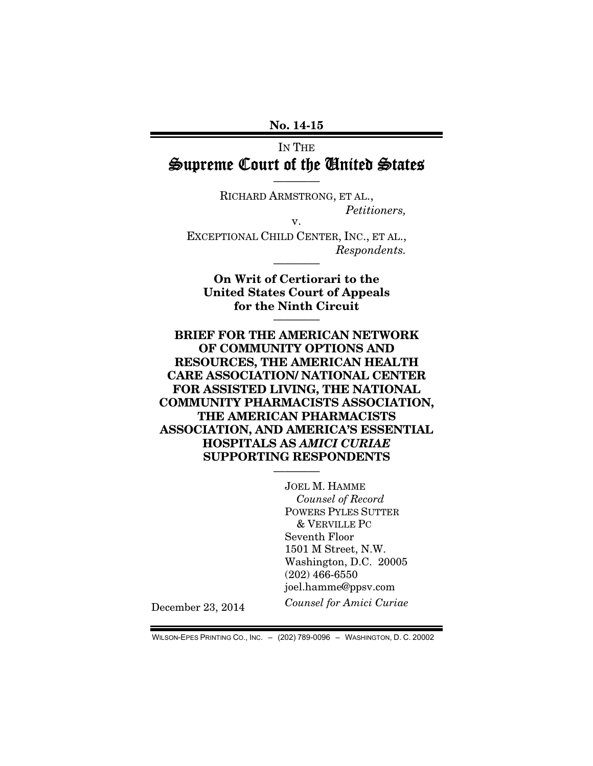**No. 14-15**

IN THE

# Supreme Court of the United States

————

RICHARD ARMSTRONG, ET AL.,

*Petitioners,*

v.

EXCEPTIONAL CHILD CENTER, INC., ET AL.,

*Respondents.*

————

**On Writ of Certiorari to the United States Court of Appeals for the Ninth Circuit**

————

**BRIEF FOR THE AMERICAN NETWORK OF COMMUNITY OPTIONS AND RESOURCES, THE AMERICAN HEALTH CARE ASSOCIATION/ NATIONAL CENTER FOR ASSISTED LIVING, THE NATIONAL COMMUNITY PHARMACISTS ASSOCIATION, THE AMERICAN PHARMACISTS ASSOCIATION, AND AMERICA'S ESSENTIAL HOSPITALS AS *AMICI CURIAE* SUPPORTING RESPONDENTS**

————

JOEL M. HAMME
*Counsel of Record*
POWERS PYLES SUTTER & VERVILLE PC
Seventh Floor
1501 M Street, N.W.
Washington, D.C. 20005
(202) 466-6550
joel.hamme@ppsv.com

*Counsel for Amici Curiae*

December 23, 2014

WILSON-EPES PRINTING CO., INC. – (202) 789-0096 – WASHINGTON, D. C. 20002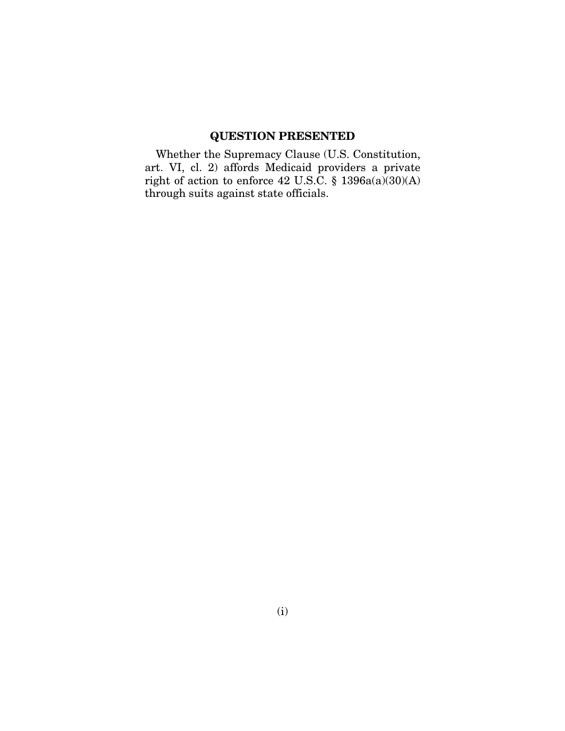## QUESTION PRESENTED

Whether the Supremacy Clause (U.S. Constitution, art. VI, cl. 2) affords Medicaid providers a private right of action to enforce 42 U.S.C. § 1396a(a)(30)(A) through suits against state officials.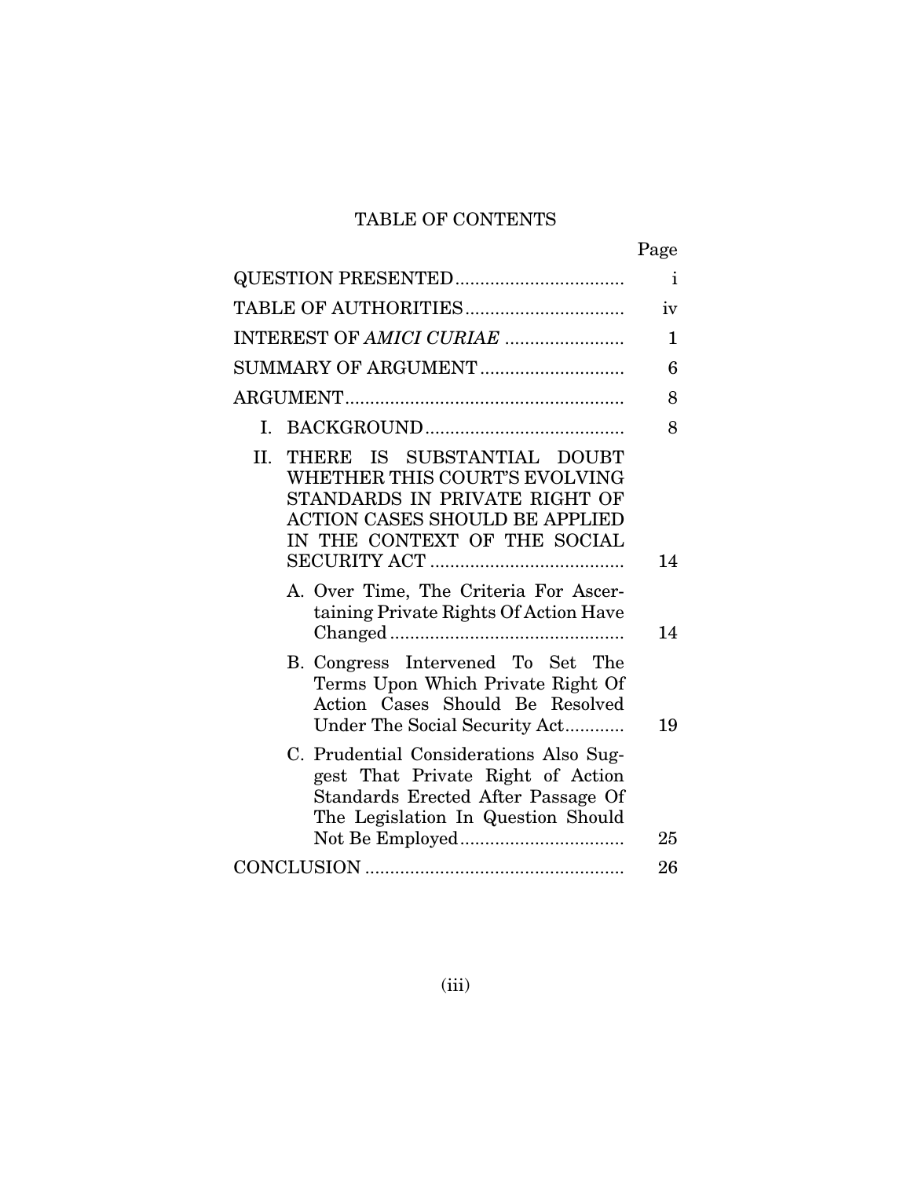# TABLE OF CONTENTS

| | Page |
|---|---|
| QUESTION PRESENTED | i |
| TABLE OF AUTHORITIES | iv |
| INTEREST OF *AMICI CURIAE* | 1 |
| SUMMARY OF ARGUMENT | 6 |
| ARGUMENT | 8 |
| I. BACKGROUND | 8 |
| II. THERE IS SUBSTANTIAL DOUBT WHETHER THIS COURT'S EVOLVING STANDARDS IN PRIVATE RIGHT OF ACTION CASES SHOULD BE APPLIED IN THE CONTEXT OF THE SOCIAL SECURITY ACT | 14 |
| A. Over Time, The Criteria For Ascertaining Private Rights Of Action Have Changed | 14 |
| B. Congress Intervened To Set The Terms Upon Which Private Right Of Action Cases Should Be Resolved Under The Social Security Act | 19 |
| C. Prudential Considerations Also Suggest That Private Right of Action Standards Erected After Passage Of The Legislation In Question Should Not Be Employed | 25 |
| CONCLUSION | 26 |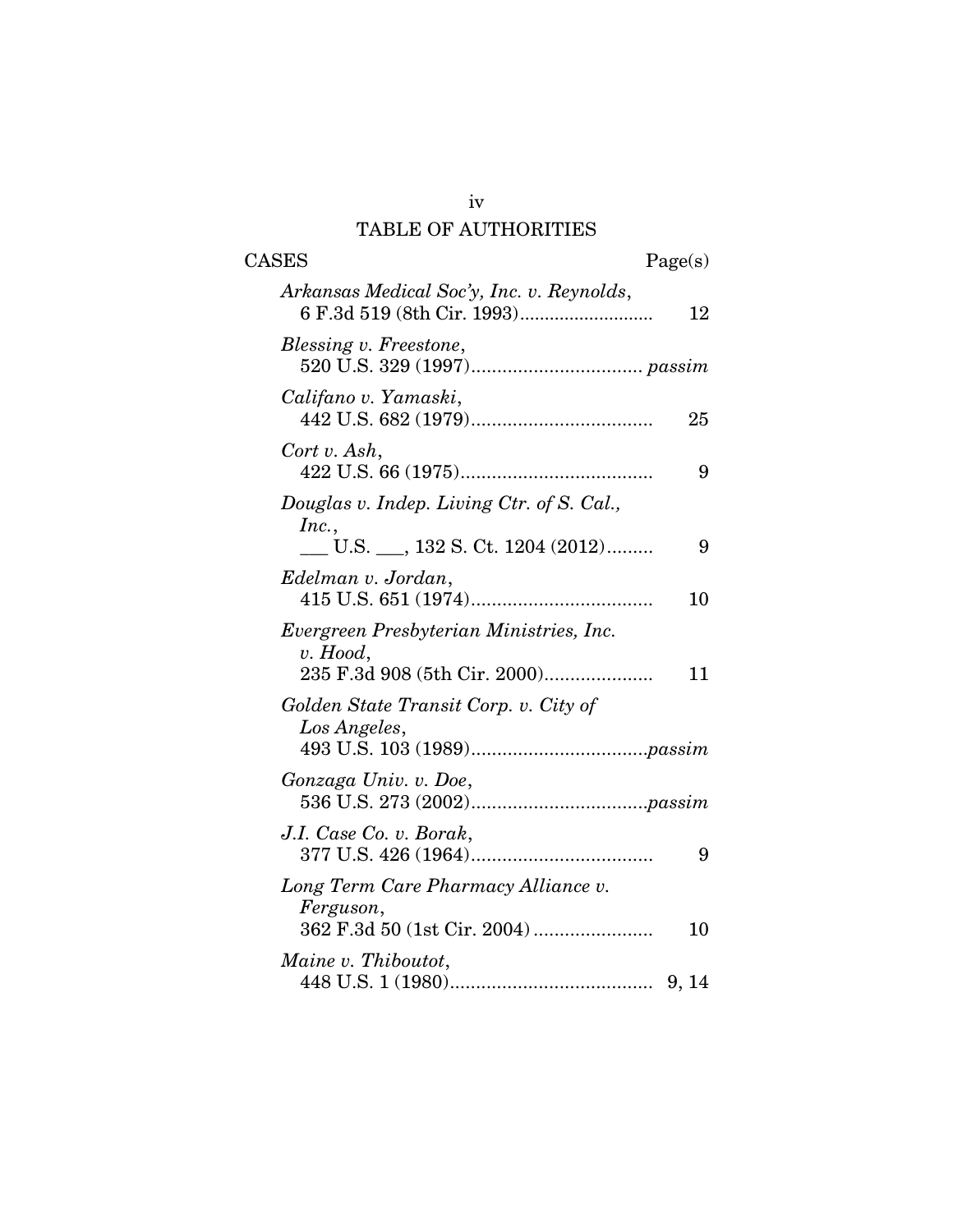## TABLE OF AUTHORITIES

| CASES | Page(s) |
|---|---|
| *Arkansas Medical Soc'y, Inc. v. Reynolds*, 6 F.3d 519 (8th Cir. 1993) | 12 |
| *Blessing v. Freestone*, 520 U.S. 329 (1997) | *passim* |
| *Califano v. Yamaski*, 442 U.S. 682 (1979) | 25 |
| *Cort v. Ash*, 422 U.S. 66 (1975) | 9 |
| *Douglas v. Indep. Living Ctr. of S. Cal., Inc.*, ___ U.S. ___, 132 S. Ct. 1204 (2012) | 9 |
| *Edelman v. Jordan*, 415 U.S. 651 (1974) | 10 |
| *Evergreen Presbyterian Ministries, Inc. v. Hood*, 235 F.3d 908 (5th Cir. 2000) | 11 |
| *Golden State Transit Corp. v. City of Los Angeles*, 493 U.S. 103 (1989) | *passim* |
| *Gonzaga Univ. v. Doe*, 536 U.S. 273 (2002) | *passim* |
| *J.I. Case Co. v. Borak*, 377 U.S. 426 (1964) | 9 |
| *Long Term Care Pharmacy Alliance v. Ferguson*, 362 F.3d 50 (1st Cir. 2004) | 10 |
| *Maine v. Thiboutot*, 448 U.S. 1 (1980) | 9, 14 |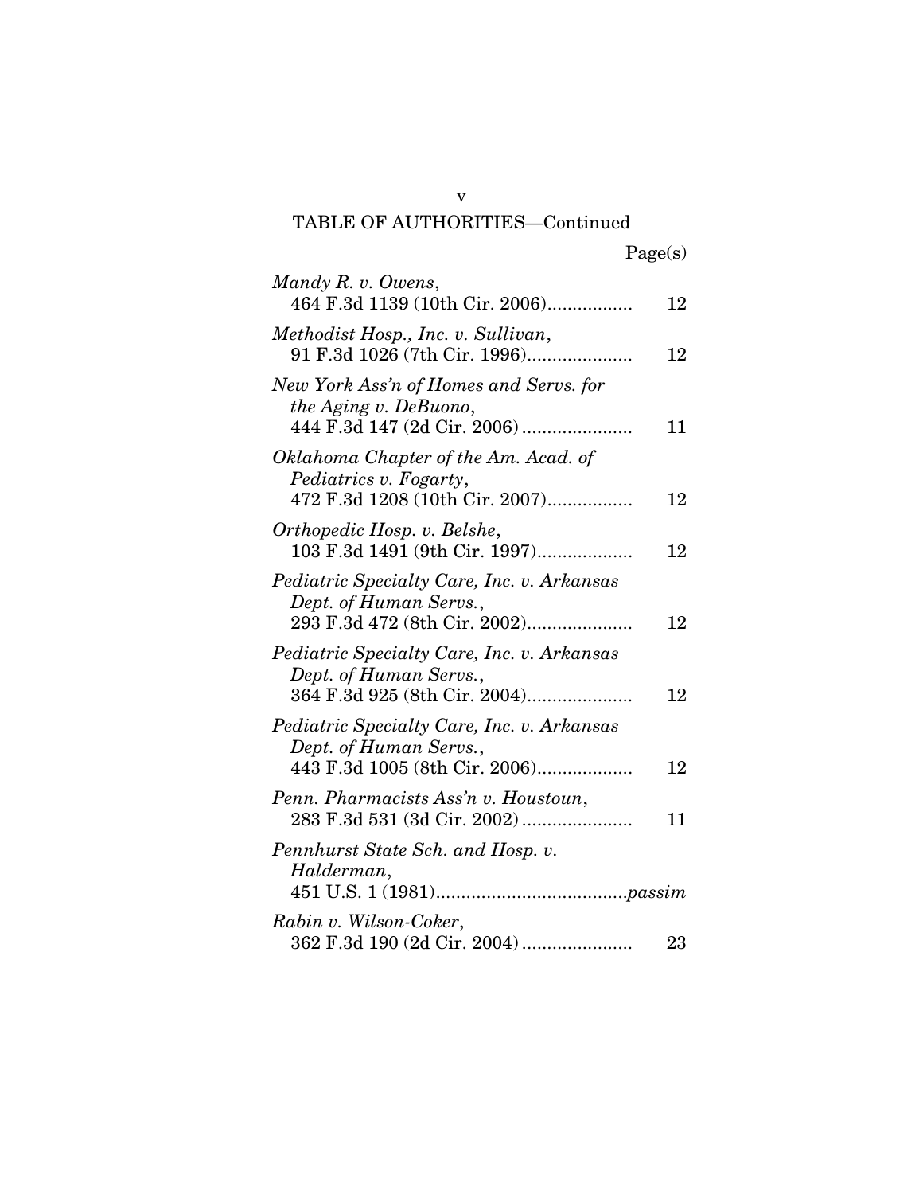## TABLE OF AUTHORITIES—Continued

Page(s)

*Mandy R. v. Owens*,
464 F.3d 1139 (10th Cir. 2006)................. 12

*Methodist Hosp., Inc. v. Sullivan*,
91 F.3d 1026 (7th Cir. 1996)..................... 12

*New York Ass'n of Homes and Servs. for the Aging v. DeBuono*,
444 F.3d 147 (2d Cir. 2006)...................... 11

*Oklahoma Chapter of the Am. Acad. of Pediatrics v. Fogarty*,
472 F.3d 1208 (10th Cir. 2007)................. 12

*Orthopedic Hosp. v. Belshe*,
103 F.3d 1491 (9th Cir. 1997)................... 12

*Pediatric Specialty Care, Inc. v. Arkansas Dept. of Human Servs.*,
293 F.3d 472 (8th Cir. 2002)..................... 12

*Pediatric Specialty Care, Inc. v. Arkansas Dept. of Human Servs.*,
364 F.3d 925 (8th Cir. 2004)..................... 12

*Pediatric Specialty Care, Inc. v. Arkansas Dept. of Human Servs.*,
443 F.3d 1005 (8th Cir. 2006)................... 12

*Penn. Pharmacists Ass'n v. Houstoun*,
283 F.3d 531 (3d Cir. 2002)...................... 11

*Pennhurst State Sch. and Hosp. v. Halderman*,
451 U.S. 1 (1981).....................................*passim*

*Rabin v. Wilson-Coker*,
362 F.3d 190 (2d Cir. 2004)...................... 23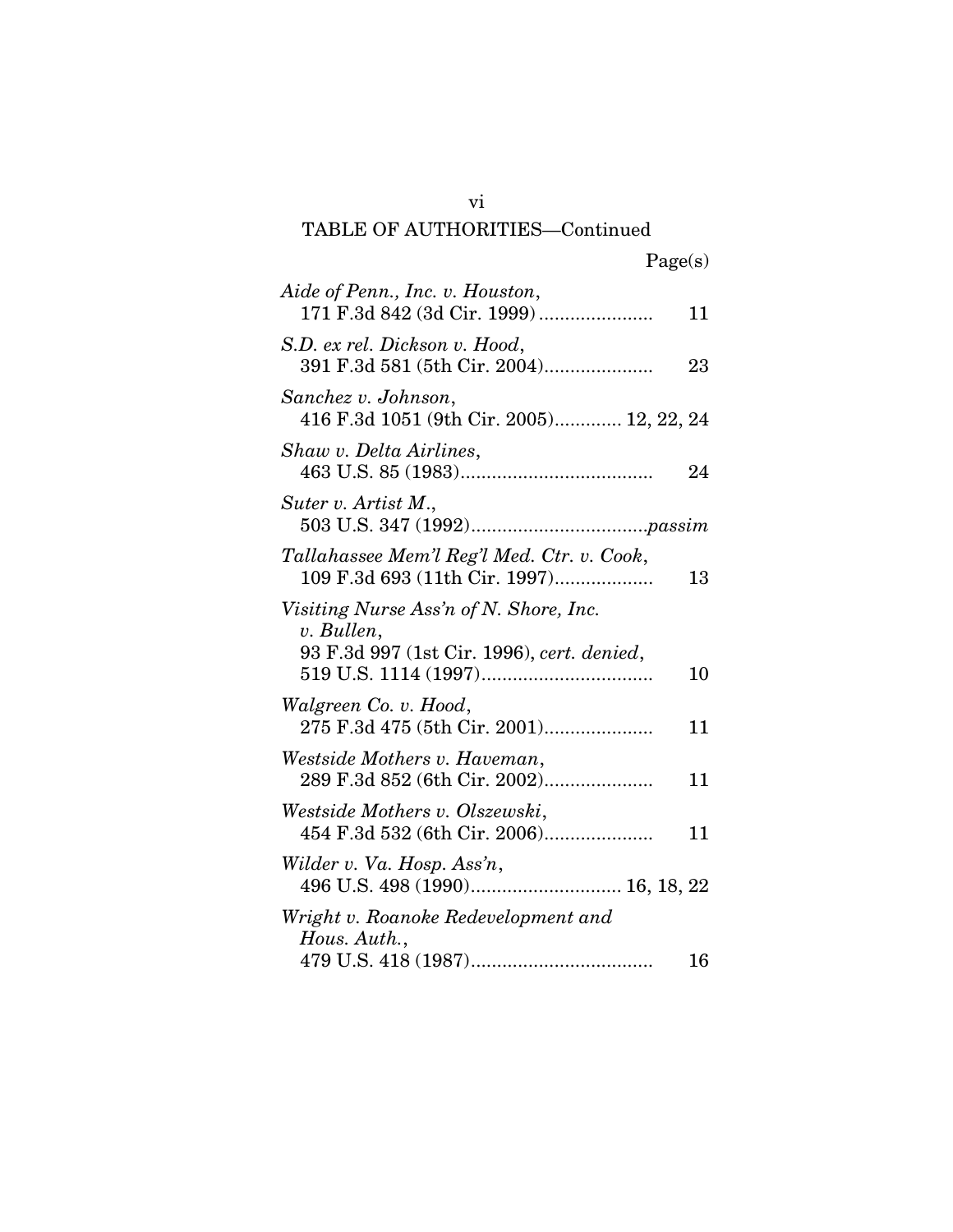## TABLE OF AUTHORITIES—Continued

Page(s)

*Aide of Penn., Inc. v. Houston*, 171 F.3d 842 (3d Cir. 1999) ...................... 11

*S.D. ex rel. Dickson v. Hood*, 391 F.3d 581 (5th Cir. 2004)..................... 23

*Sanchez v. Johnson*, 416 F.3d 1051 (9th Cir. 2005)............ 12, 22, 24

*Shaw v. Delta Airlines*, 463 U.S. 85 (1983)..................................... 24

*Suter v. Artist M.*, 503 U.S. 347 (1992)..................................*passim*

*Tallahassee Mem'l Reg'l Med. Ctr. v. Cook*, 109 F.3d 693 (11th Cir. 1997).................. 13

*Visiting Nurse Ass'n of N. Shore, Inc. v. Bullen*, 93 F.3d 997 (1st Cir. 1996), *cert. denied*, 519 U.S. 1114 (1997)................................. 10

*Walgreen Co. v. Hood*, 275 F.3d 475 (5th Cir. 2001)..................... 11

*Westside Mothers v. Haveman*, 289 F.3d 852 (6th Cir. 2002)..................... 11

*Westside Mothers v. Olszewski*, 454 F.3d 532 (6th Cir. 2006)..................... 11

*Wilder v. Va. Hosp. Ass'n*, 496 U.S. 498 (1990)............................ 16, 18, 22

*Wright v. Roanoke Redevelopment and Hous. Auth.*, 479 U.S. 418 (1987)................................... 16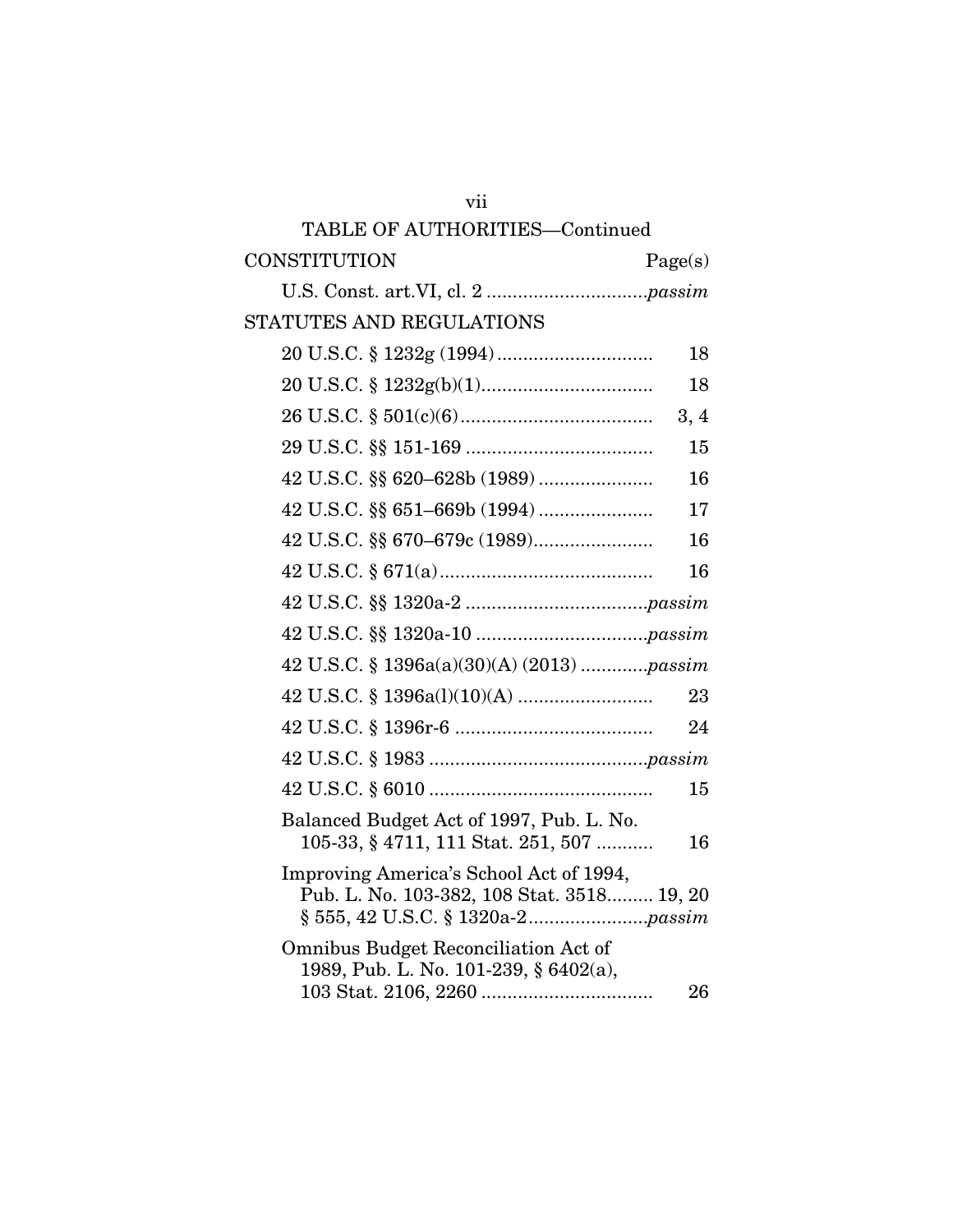## TABLE OF AUTHORITIES—Continued

| CONSTITUTION | Page(s) |
|---|---|
| U.S. Const. art.VI, cl. 2 | *passim* |

| STATUTES AND REGULATIONS | |
|---|---|
| 20 U.S.C. § 1232g (1994) | 18 |
| 20 U.S.C. § 1232g(b)(1) | 18 |
| 26 U.S.C. § 501(c)(6) | 3, 4 |
| 29 U.S.C. §§ 151-169 | 15 |
| 42 U.S.C. §§ 620–628b (1989) | 16 |
| 42 U.S.C. §§ 651–669b (1994) | 17 |
| 42 U.S.C. §§ 670–679c (1989) | 16 |
| 42 U.S.C. § 671(a) | 16 |
| 42 U.S.C. §§ 1320a-2 | *passim* |
| 42 U.S.C. §§ 1320a-10 | *passim* |
| 42 U.S.C. § 1396a(a)(30)(A) (2013) | *passim* |
| 42 U.S.C. § 1396a(l)(10)(A) | 23 |
| 42 U.S.C. § 1396r-6 | 24 |
| 42 U.S.C. § 1983 | *passim* |
| 42 U.S.C. § 6010 | 15 |
| Balanced Budget Act of 1997, Pub. L. No. 105-33, § 4711, 111 Stat. 251, 507 | 16 |
| Improving America's School Act of 1994, Pub. L. No. 103-382, 108 Stat. 3518 | 19, 20 |
| § 555, 42 U.S.C. § 1320a-2 | *passim* |
| Omnibus Budget Reconciliation Act of 1989, Pub. L. No. 101-239, § 6402(a), 103 Stat. 2106, 2260 | 26 |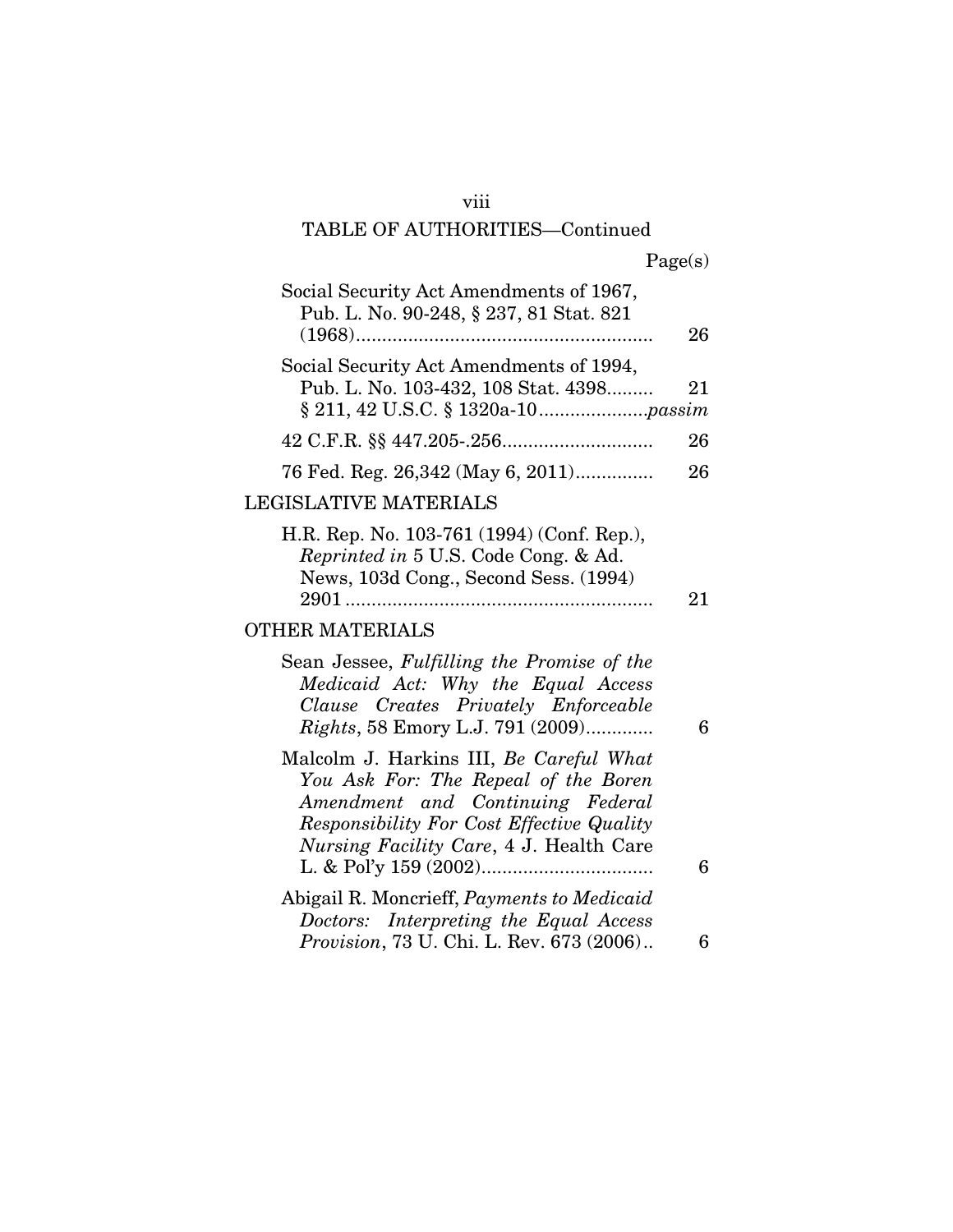TABLE OF AUTHORITIES—Continued

Page(s)

Social Security Act Amendments of 1967, Pub. L. No. 90-248, § 237, 81 Stat. 821 (1968).......................................................... 26

Social Security Act Amendments of 1994, Pub. L. No. 103-432, 108 Stat. 4398......... 21
§ 211, 42 U.S.C. § 1320a-10....................*passim*

42 C.F.R. §§ 447.205-.256............................ 26

76 Fed. Reg. 26,342 (May 6, 2011).............. 26

## LEGISLATIVE MATERIALS

H.R. Rep. No. 103-761 (1994) (Conf. Rep.), *Reprinted in* 5 U.S. Code Cong. & Ad. News, 103d Cong., Second Sess. (1994) 2901 ............................................................ 21

## OTHER MATERIALS

Sean Jessee, *Fulfilling the Promise of the Medicaid Act: Why the Equal Access Clause Creates Privately Enforceable Rights*, 58 Emory L.J. 791 (2009)............ 6

Malcolm J. Harkins III, *Be Careful What You Ask For: The Repeal of the Boren Amendment and Continuing Federal Responsibility For Cost Effective Quality Nursing Facility Care*, 4 J. Health Care L. & Pol'y 159 (2002)................................ 6

Abigail R. Moncrieff, *Payments to Medicaid Doctors: Interpreting the Equal Access Provision*, 73 U. Chi. L. Rev. 673 (2006).. 6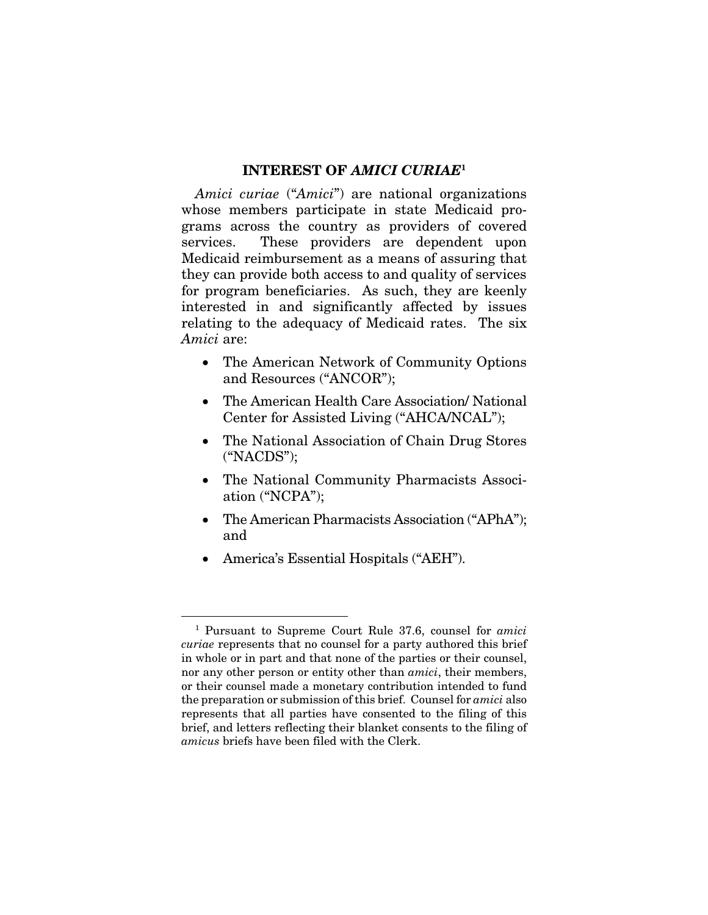## INTEREST OF *AMICI CURIAE*[1]

*Amici curiae* ("*Amici*") are national organizations whose members participate in state Medicaid programs across the country as providers of covered services. These providers are dependent upon Medicaid reimbursement as a means of assuring that they can provide both access to and quality of services for program beneficiaries. As such, they are keenly interested in and significantly affected by issues relating to the adequacy of Medicaid rates. The six *Amici* are:

- The American Network of Community Options and Resources ("ANCOR");
- The American Health Care Association/ National Center for Assisted Living ("AHCA/NCAL");
- The National Association of Chain Drug Stores ("NACDS");
- The National Community Pharmacists Association ("NCPA");
- The American Pharmacists Association ("APhA"); and
- America's Essential Hospitals ("AEH").

---

[1] Pursuant to Supreme Court Rule 37.6, counsel for *amici curiae* represents that no counsel for a party authored this brief in whole or in part and that none of the parties or their counsel, nor any other person or entity other than *amici*, their members, or their counsel made a monetary contribution intended to fund the preparation or submission of this brief. Counsel for *amici* also represents that all parties have consented to the filing of this brief, and letters reflecting their blanket consents to the filing of *amicus* briefs have been filed with the Clerk.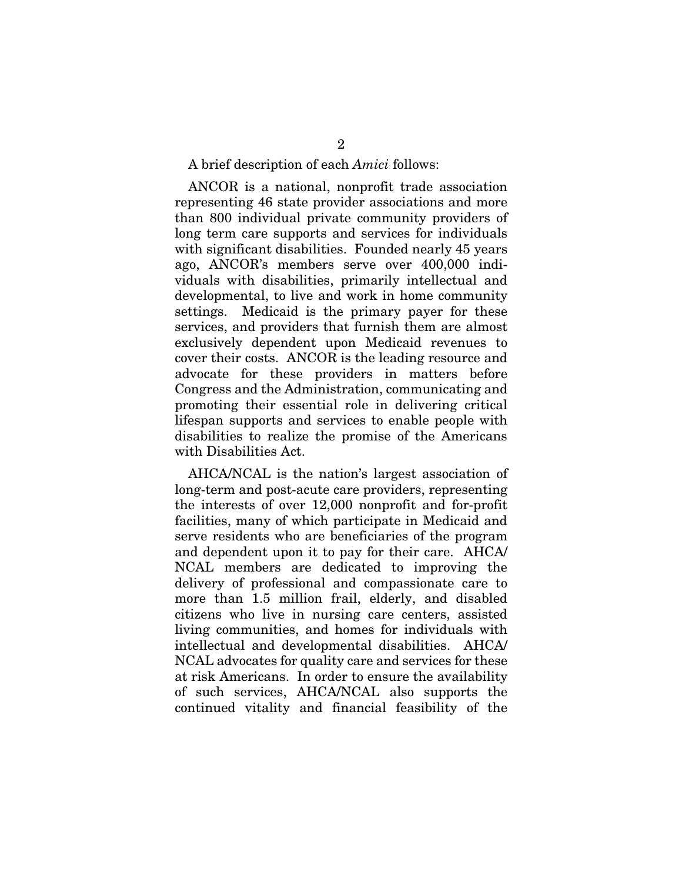A brief description of each *Amici* follows:

ANCOR is a national, nonprofit trade association representing 46 state provider associations and more than 800 individual private community providers of long term care supports and services for individuals with significant disabilities. Founded nearly 45 years ago, ANCOR's members serve over 400,000 individuals with disabilities, primarily intellectual and developmental, to live and work in home community settings. Medicaid is the primary payer for these services, and providers that furnish them are almost exclusively dependent upon Medicaid revenues to cover their costs. ANCOR is the leading resource and advocate for these providers in matters before Congress and the Administration, communicating and promoting their essential role in delivering critical lifespan supports and services to enable people with disabilities to realize the promise of the Americans with Disabilities Act.

AHCA/NCAL is the nation's largest association of long-term and post-acute care providers, representing the interests of over 12,000 nonprofit and for-profit facilities, many of which participate in Medicaid and serve residents who are beneficiaries of the program and dependent upon it to pay for their care. AHCA/NCAL members are dedicated to improving the delivery of professional and compassionate care to more than 1.5 million frail, elderly, and disabled citizens who live in nursing care centers, assisted living communities, and homes for individuals with intellectual and developmental disabilities. AHCA/NCAL advocates for quality care and services for these at risk Americans. In order to ensure the availability of such services, AHCA/NCAL also supports the continued vitality and financial feasibility of the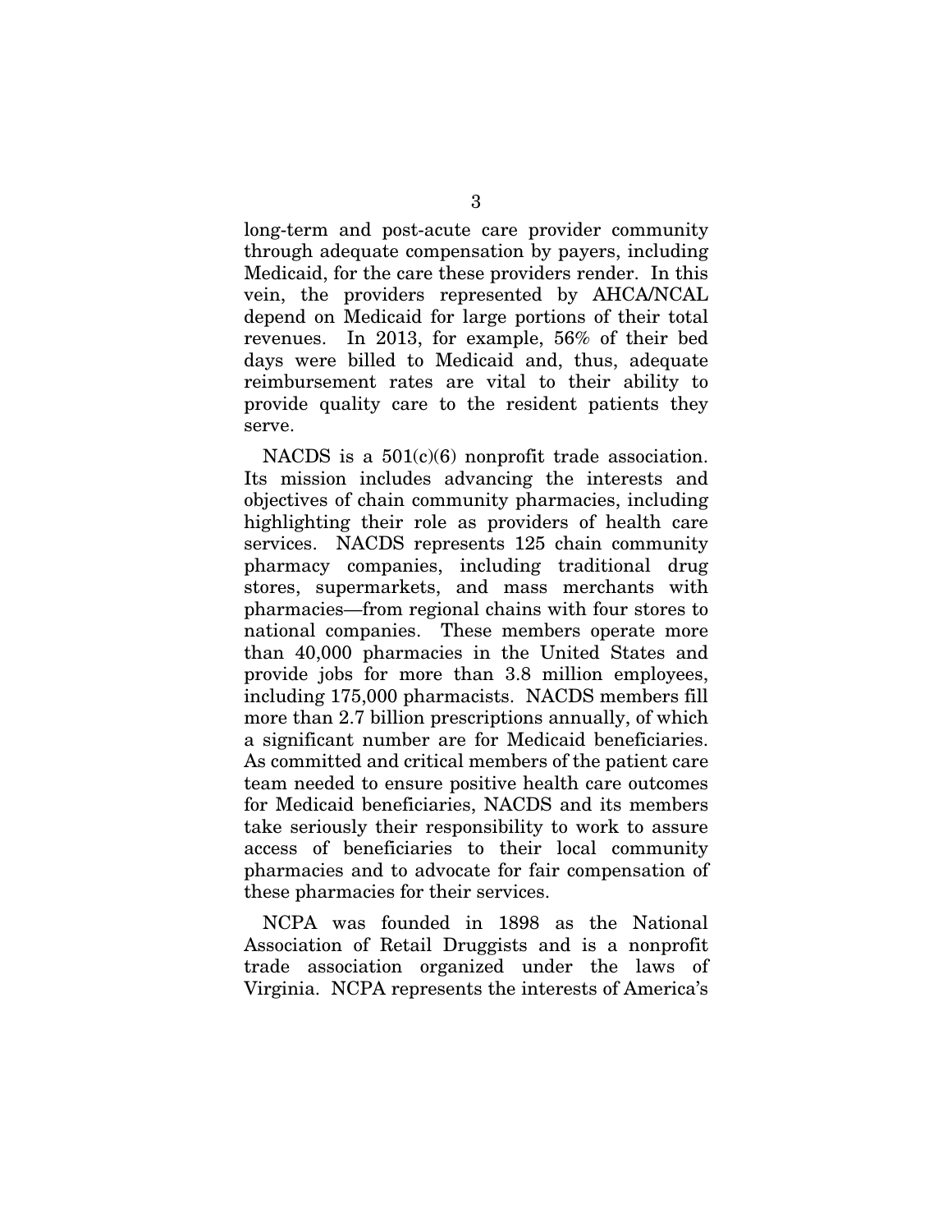long-term and post-acute care provider community through adequate compensation by payers, including Medicaid, for the care these providers render. In this vein, the providers represented by AHCA/NCAL depend on Medicaid for large portions of their total revenues. In 2013, for example, 56% of their bed days were billed to Medicaid and, thus, adequate reimbursement rates are vital to their ability to provide quality care to the resident patients they serve.

NACDS is a 501(c)(6) nonprofit trade association. Its mission includes advancing the interests and objectives of chain community pharmacies, including highlighting their role as providers of health care services. NACDS represents 125 chain community pharmacy companies, including traditional drug stores, supermarkets, and mass merchants with pharmacies—from regional chains with four stores to national companies. These members operate more than 40,000 pharmacies in the United States and provide jobs for more than 3.8 million employees, including 175,000 pharmacists. NACDS members fill more than 2.7 billion prescriptions annually, of which a significant number are for Medicaid beneficiaries. As committed and critical members of the patient care team needed to ensure positive health care outcomes for Medicaid beneficiaries, NACDS and its members take seriously their responsibility to work to assure access of beneficiaries to their local community pharmacies and to advocate for fair compensation of these pharmacies for their services.

NCPA was founded in 1898 as the National Association of Retail Druggists and is a nonprofit trade association organized under the laws of Virginia. NCPA represents the interests of America's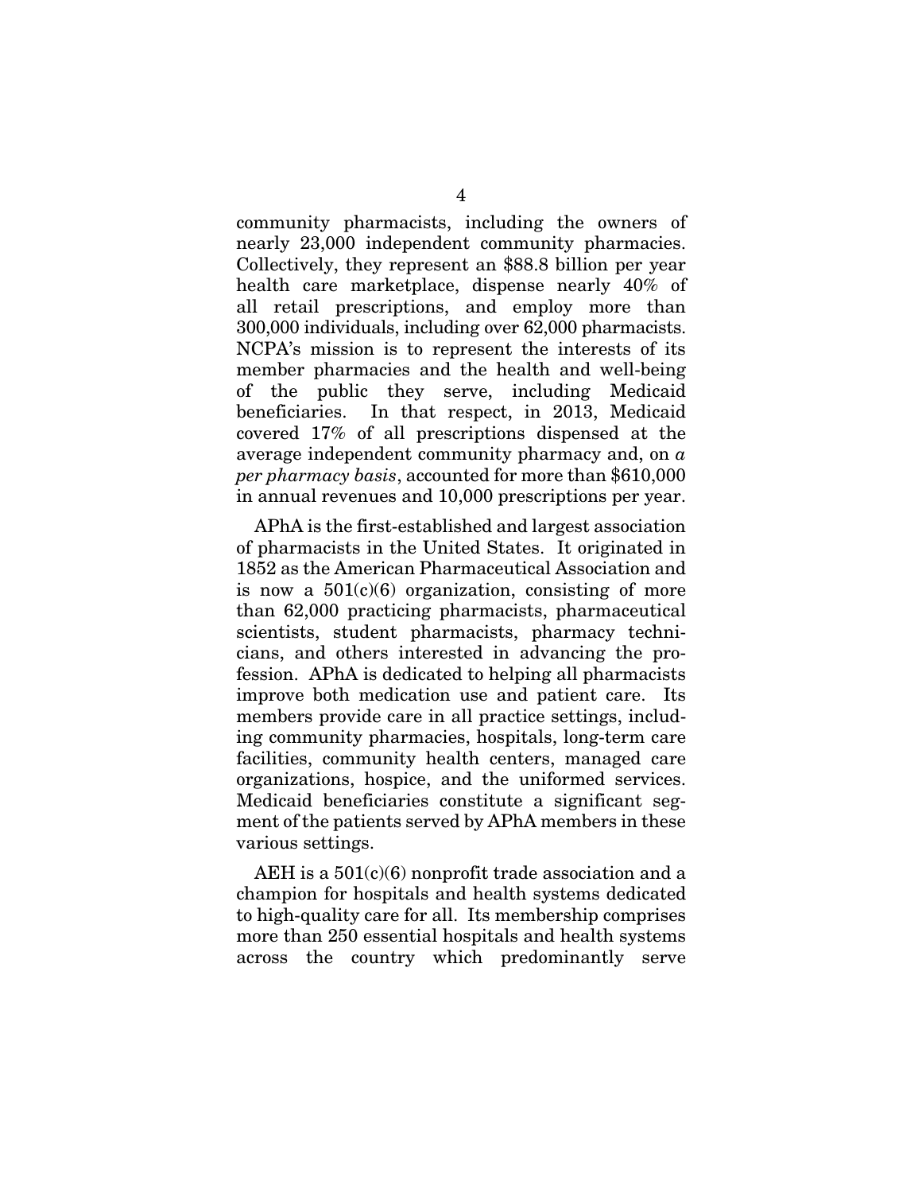community pharmacists, including the owners of nearly 23,000 independent community pharmacies. Collectively, they represent an $88.8 billion per year health care marketplace, dispense nearly 40% of all retail prescriptions, and employ more than 300,000 individuals, including over 62,000 pharmacists. NCPA's mission is to represent the interests of its member pharmacies and the health and well-being of the public they serve, including Medicaid beneficiaries. In that respect, in 2013, Medicaid covered 17% of all prescriptions dispensed at the average independent community pharmacy and, on *a per pharmacy basis*, accounted for more than $610,000 in annual revenues and 10,000 prescriptions per year.

APhA is the first-established and largest association of pharmacists in the United States. It originated in 1852 as the American Pharmaceutical Association and is now a 501(c)(6) organization, consisting of more than 62,000 practicing pharmacists, pharmaceutical scientists, student pharmacists, pharmacy technicians, and others interested in advancing the profession. APhA is dedicated to helping all pharmacists improve both medication use and patient care. Its members provide care in all practice settings, including community pharmacies, hospitals, long-term care facilities, community health centers, managed care organizations, hospice, and the uniformed services. Medicaid beneficiaries constitute a significant segment of the patients served by APhA members in these various settings.

AEH is a 501(c)(6) nonprofit trade association and a champion for hospitals and health systems dedicated to high-quality care for all. Its membership comprises more than 250 essential hospitals and health systems across the country which predominantly serve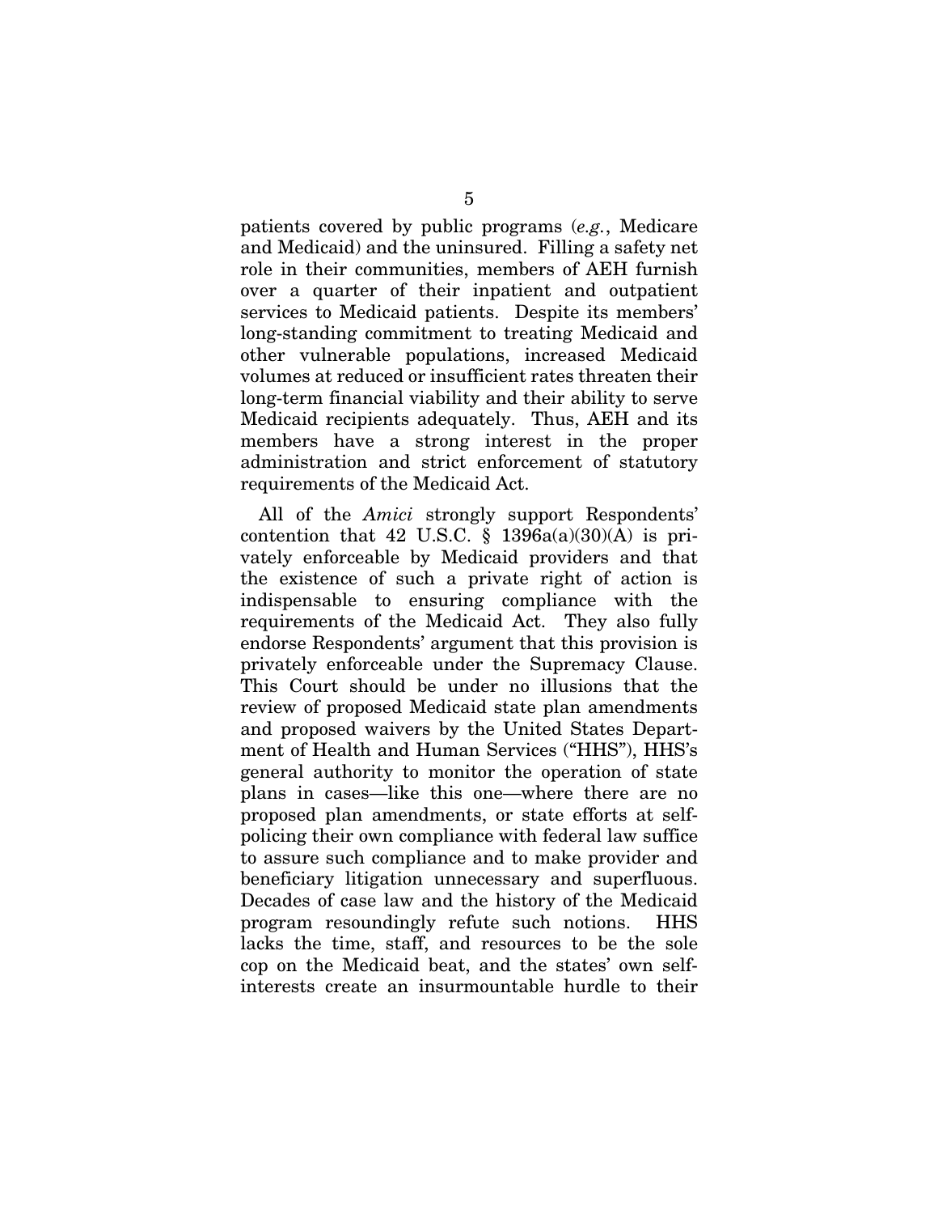patients covered by public programs (*e.g.*, Medicare and Medicaid) and the uninsured. Filling a safety net role in their communities, members of AEH furnish over a quarter of their inpatient and outpatient services to Medicaid patients. Despite its members' long-standing commitment to treating Medicaid and other vulnerable populations, increased Medicaid volumes at reduced or insufficient rates threaten their long-term financial viability and their ability to serve Medicaid recipients adequately. Thus, AEH and its members have a strong interest in the proper administration and strict enforcement of statutory requirements of the Medicaid Act.

All of the *Amici* strongly support Respondents' contention that 42 U.S.C. § 1396a(a)(30)(A) is privately enforceable by Medicaid providers and that the existence of such a private right of action is indispensable to ensuring compliance with the requirements of the Medicaid Act. They also fully endorse Respondents' argument that this provision is privately enforceable under the Supremacy Clause. This Court should be under no illusions that the review of proposed Medicaid state plan amendments and proposed waivers by the United States Department of Health and Human Services ("HHS"), HHS's general authority to monitor the operation of state plans in cases—like this one—where there are no proposed plan amendments, or state efforts at self-policing their own compliance with federal law suffice to assure such compliance and to make provider and beneficiary litigation unnecessary and superfluous. Decades of case law and the history of the Medicaid program resoundingly refute such notions. HHS lacks the time, staff, and resources to be the sole cop on the Medicaid beat, and the states' own self-interests create an insurmountable hurdle to their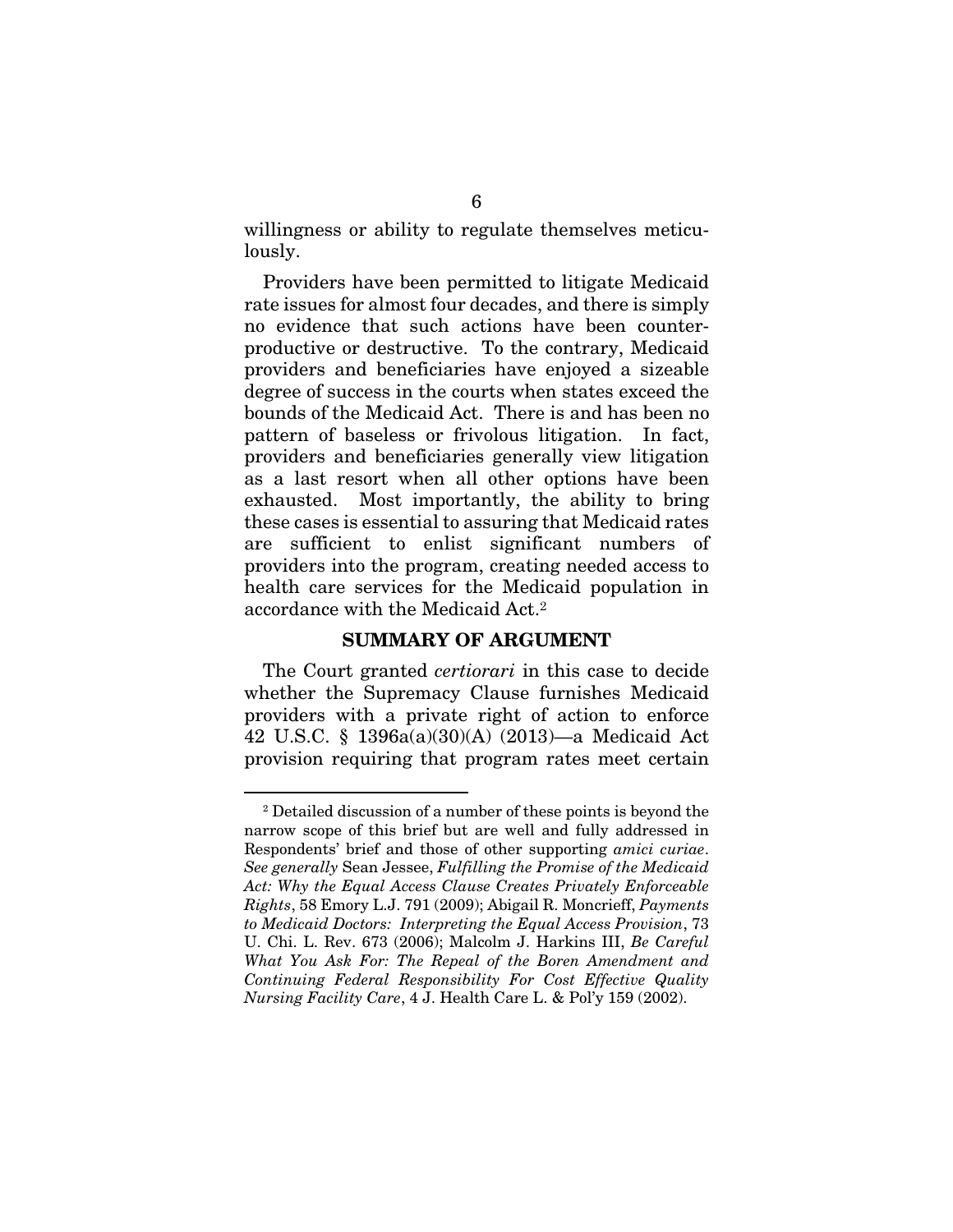willingness or ability to regulate themselves meticulously.

Providers have been permitted to litigate Medicaid rate issues for almost four decades, and there is simply no evidence that such actions have been counterproductive or destructive. To the contrary, Medicaid providers and beneficiaries have enjoyed a sizeable degree of success in the courts when states exceed the bounds of the Medicaid Act. There is and has been no pattern of baseless or frivolous litigation. In fact, providers and beneficiaries generally view litigation as a last resort when all other options have been exhausted. Most importantly, the ability to bring these cases is essential to assuring that Medicaid rates are sufficient to enlist significant numbers of providers into the program, creating needed access to health care services for the Medicaid population in accordance with the Medicaid Act.[2]

## SUMMARY OF ARGUMENT

The Court granted *certiorari* in this case to decide whether the Supremacy Clause furnishes Medicaid providers with a private right of action to enforce 42 U.S.C. § 1396a(a)(30)(A) (2013)—a Medicaid Act provision requiring that program rates meet certain

---

[2] Detailed discussion of a number of these points is beyond the narrow scope of this brief but are well and fully addressed in Respondents' brief and those of other supporting *amici curiae*. *See generally* Sean Jessee, *Fulfilling the Promise of the Medicaid Act: Why the Equal Access Clause Creates Privately Enforceable Rights*, 58 Emory L.J. 791 (2009); Abigail R. Moncrieff, *Payments to Medicaid Doctors: Interpreting the Equal Access Provision*, 73 U. Chi. L. Rev. 673 (2006); Malcolm J. Harkins III, *Be Careful What You Ask For: The Repeal of the Boren Amendment and Continuing Federal Responsibility For Cost Effective Quality Nursing Facility Care*, 4 J. Health Care L. & Pol'y 159 (2002).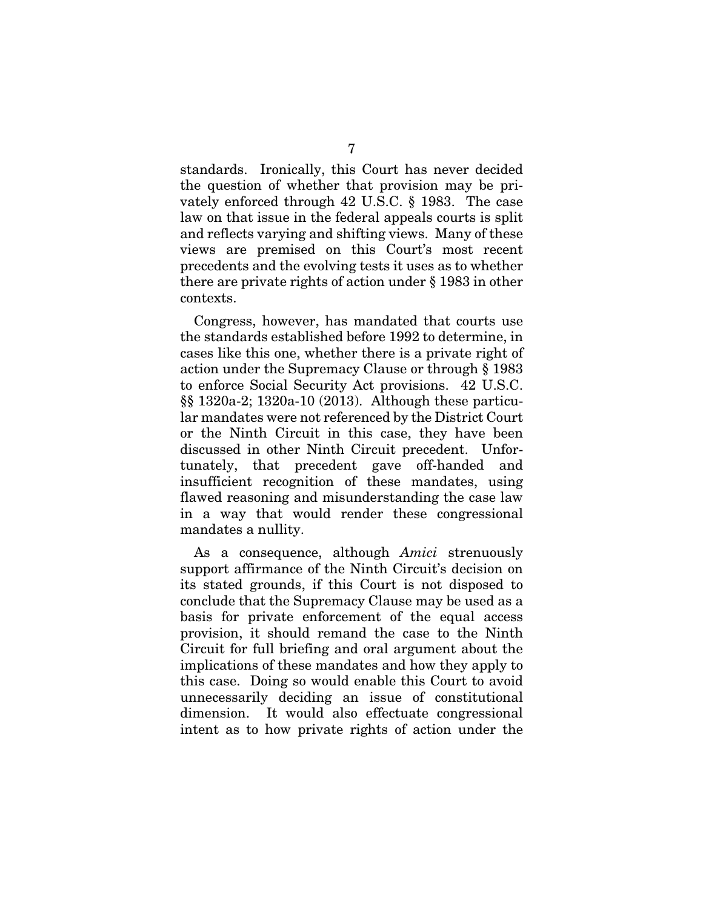standards. Ironically, this Court has never decided the question of whether that provision may be privately enforced through 42 U.S.C. § 1983. The case law on that issue in the federal appeals courts is split and reflects varying and shifting views. Many of these views are premised on this Court's most recent precedents and the evolving tests it uses as to whether there are private rights of action under § 1983 in other contexts.

Congress, however, has mandated that courts use the standards established before 1992 to determine, in cases like this one, whether there is a private right of action under the Supremacy Clause or through § 1983 to enforce Social Security Act provisions. 42 U.S.C. §§ 1320a-2; 1320a-10 (2013). Although these particular mandates were not referenced by the District Court or the Ninth Circuit in this case, they have been discussed in other Ninth Circuit precedent. Unfortunately, that precedent gave off-handed and insufficient recognition of these mandates, using flawed reasoning and misunderstanding the case law in a way that would render these congressional mandates a nullity.

As a consequence, although *Amici* strenuously support affirmance of the Ninth Circuit's decision on its stated grounds, if this Court is not disposed to conclude that the Supremacy Clause may be used as a basis for private enforcement of the equal access provision, it should remand the case to the Ninth Circuit for full briefing and oral argument about the implications of these mandates and how they apply to this case. Doing so would enable this Court to avoid unnecessarily deciding an issue of constitutional dimension. It would also effectuate congressional intent as to how private rights of action under the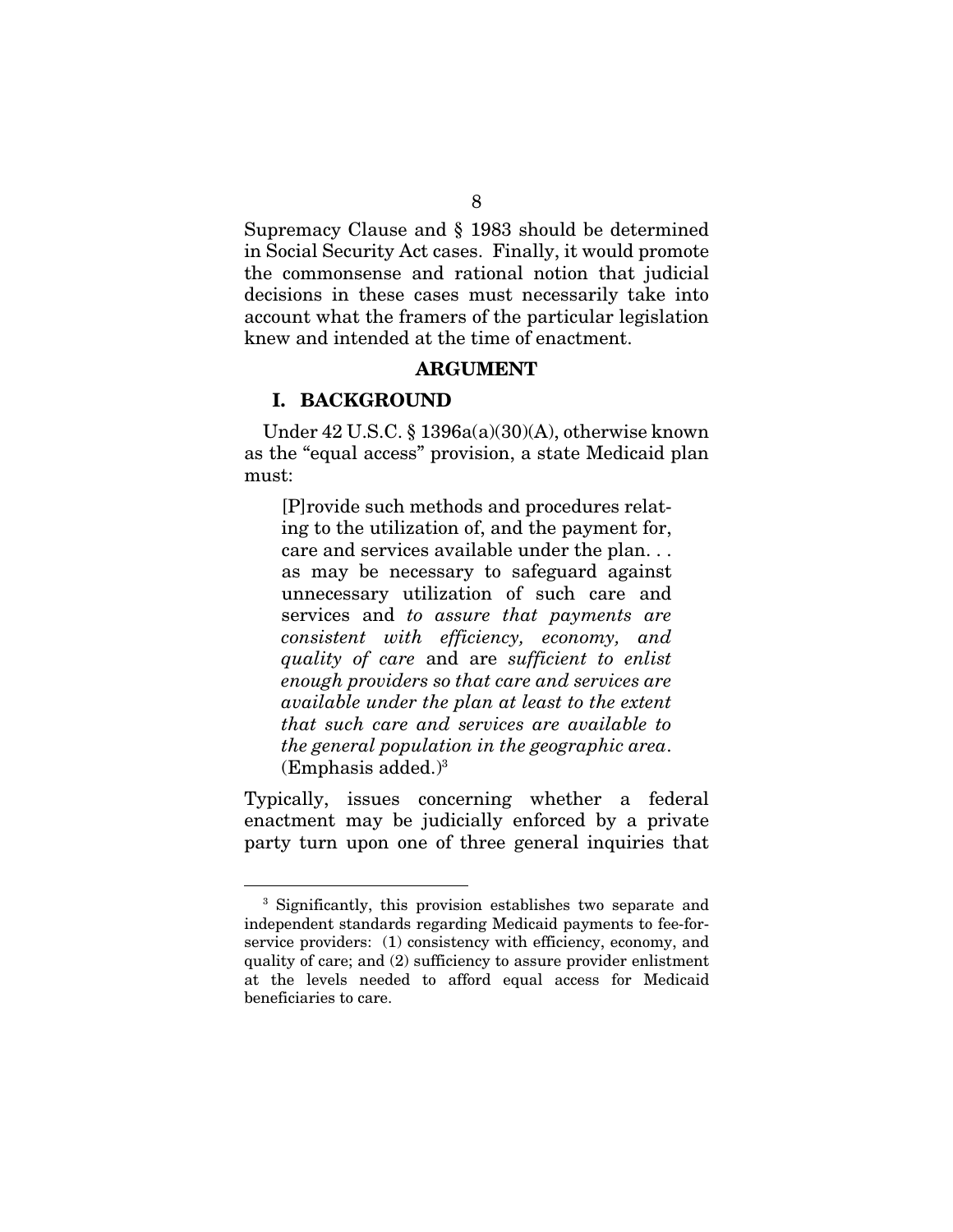Supremacy Clause and § 1983 should be determined in Social Security Act cases. Finally, it would promote the commonsense and rational notion that judicial decisions in these cases must necessarily take into account what the framers of the particular legislation knew and intended at the time of enactment.

## ARGUMENT

### I. BACKGROUND

Under 42 U.S.C. § 1396a(a)(30)(A), otherwise known as the "equal access" provision, a state Medicaid plan must:

> [P]rovide such methods and procedures relating to the utilization of, and the payment for, care and services available under the plan. . . as may be necessary to safeguard against unnecessary utilization of such care and services and *to assure that payments are consistent with efficiency, economy, and quality of care* and are *sufficient to enlist enough providers so that care and services are available under the plan at least to the extent that such care and services are available to the general population in the geographic area*. (Emphasis added.)[3]

Typically, issues concerning whether a federal enactment may be judicially enforced by a private party turn upon one of three general inquiries that

[3] Significantly, this provision establishes two separate and independent standards regarding Medicaid payments to fee-for-service providers: (1) consistency with efficiency, economy, and quality of care; and (2) sufficiency to assure provider enlistment at the levels needed to afford equal access for Medicaid beneficiaries to care.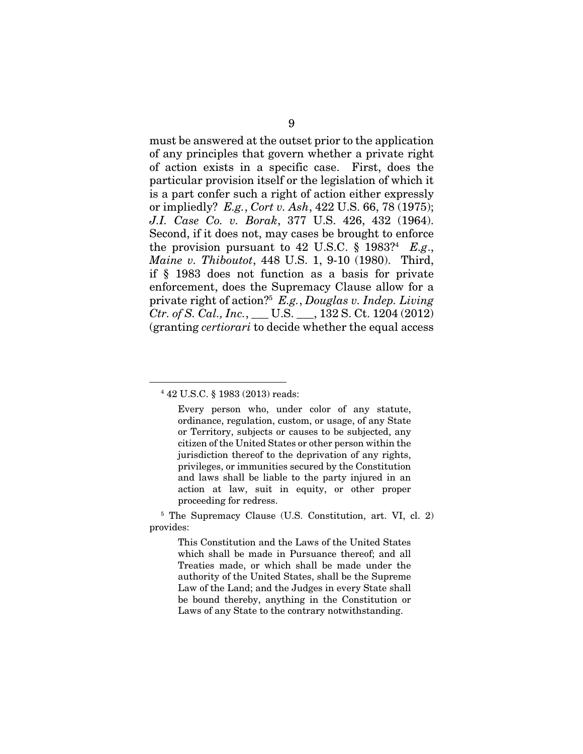must be answered at the outset prior to the application of any principles that govern whether a private right of action exists in a specific case. First, does the particular provision itself or the legislation of which it is a part confer such a right of action either expressly or impliedly? *E.g.*, *Cort v. Ash*, 422 U.S. 66, 78 (1975); *J.I. Case Co. v. Borak*, 377 U.S. 426, 432 (1964). Second, if it does not, may cases be brought to enforce the provision pursuant to 42 U.S.C. § 1983?[4] *E.g.*, *Maine v. Thiboutot*, 448 U.S. 1, 9-10 (1980). Third, if § 1983 does not function as a basis for private enforcement, does the Supremacy Clause allow for a private right of action?[5] *E.g.*, *Douglas v. Indep. Living Ctr. of S. Cal., Inc.*, ___ U.S. ___, 132 S. Ct. 1204 (2012) (granting *certiorari* to decide whether the equal access

---

[4] 42 U.S.C. § 1983 (2013) reads:

> Every person who, under color of any statute, ordinance, regulation, custom, or usage, of any State or Territory, subjects or causes to be subjected, any citizen of the United States or other person within the jurisdiction thereof to the deprivation of any rights, privileges, or immunities secured by the Constitution and laws shall be liable to the party injured in an action at law, suit in equity, or other proper proceeding for redress.

[5] The Supremacy Clause (U.S. Constitution, art. VI, cl. 2) provides:

> This Constitution and the Laws of the United States which shall be made in Pursuance thereof; and all Treaties made, or which shall be made under the authority of the United States, shall be the Supreme Law of the Land; and the Judges in every State shall be bound thereby, anything in the Constitution or Laws of any State to the contrary notwithstanding.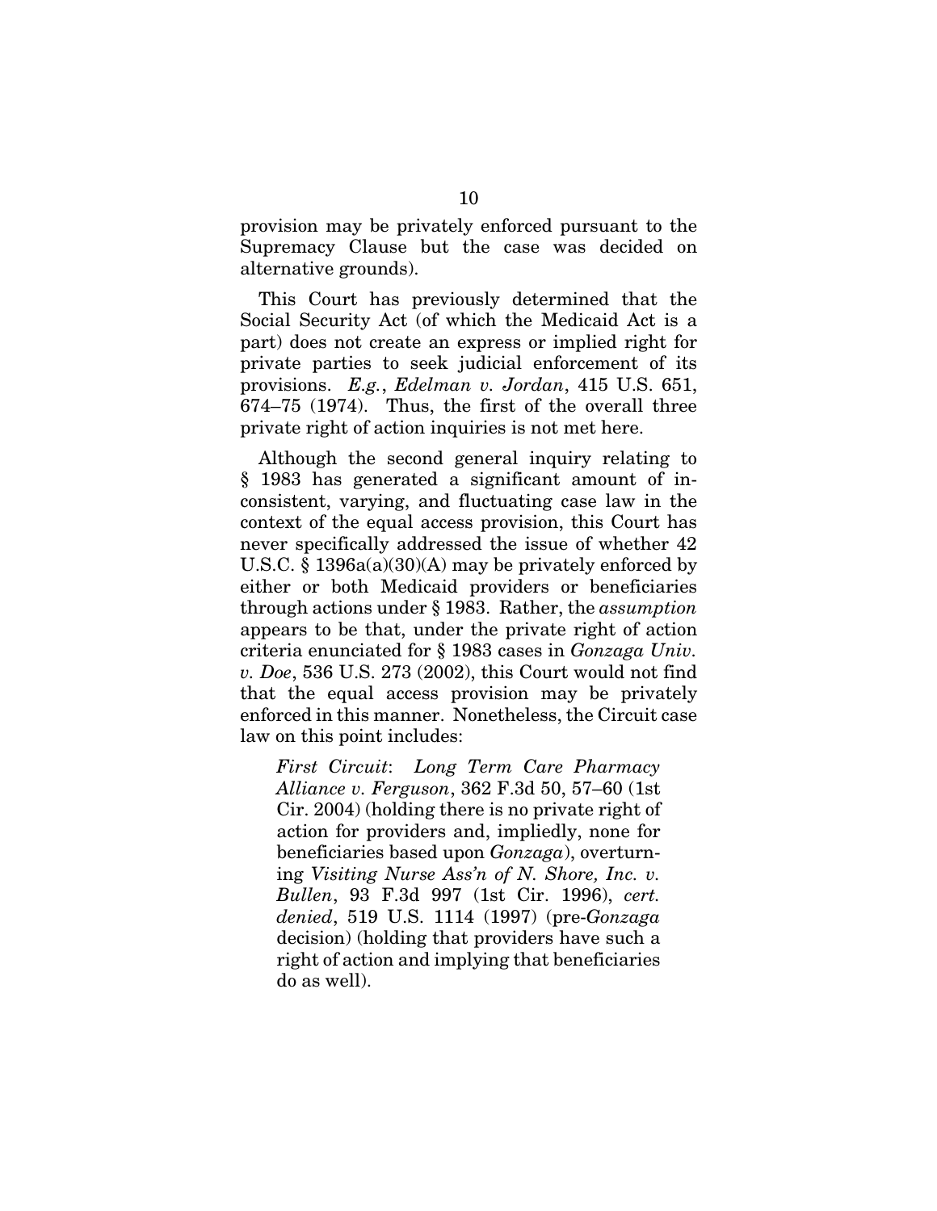provision may be privately enforced pursuant to the Supremacy Clause but the case was decided on alternative grounds).

This Court has previously determined that the Social Security Act (of which the Medicaid Act is a part) does not create an express or implied right for private parties to seek judicial enforcement of its provisions. *E.g.*, *Edelman v. Jordan*, 415 U.S. 651, 674–75 (1974). Thus, the first of the overall three private right of action inquiries is not met here.

Although the second general inquiry relating to § 1983 has generated a significant amount of inconsistent, varying, and fluctuating case law in the context of the equal access provision, this Court has never specifically addressed the issue of whether 42 U.S.C. § 1396a(a)(30)(A) may be privately enforced by either or both Medicaid providers or beneficiaries through actions under § 1983. Rather, the *assumption* appears to be that, under the private right of action criteria enunciated for § 1983 cases in *Gonzaga Univ. v. Doe*, 536 U.S. 273 (2002), this Court would not find that the equal access provision may be privately enforced in this manner. Nonetheless, the Circuit case law on this point includes:

> *First Circuit*: *Long Term Care Pharmacy Alliance v. Ferguson*, 362 F.3d 50, 57–60 (1st Cir. 2004) (holding there is no private right of action for providers and, impliedly, none for beneficiaries based upon *Gonzaga*), overturning *Visiting Nurse Ass'n of N. Shore, Inc. v. Bullen*, 93 F.3d 997 (1st Cir. 1996), *cert. denied*, 519 U.S. 1114 (1997) (pre-*Gonzaga* decision) (holding that providers have such a right of action and implying that beneficiaries do as well).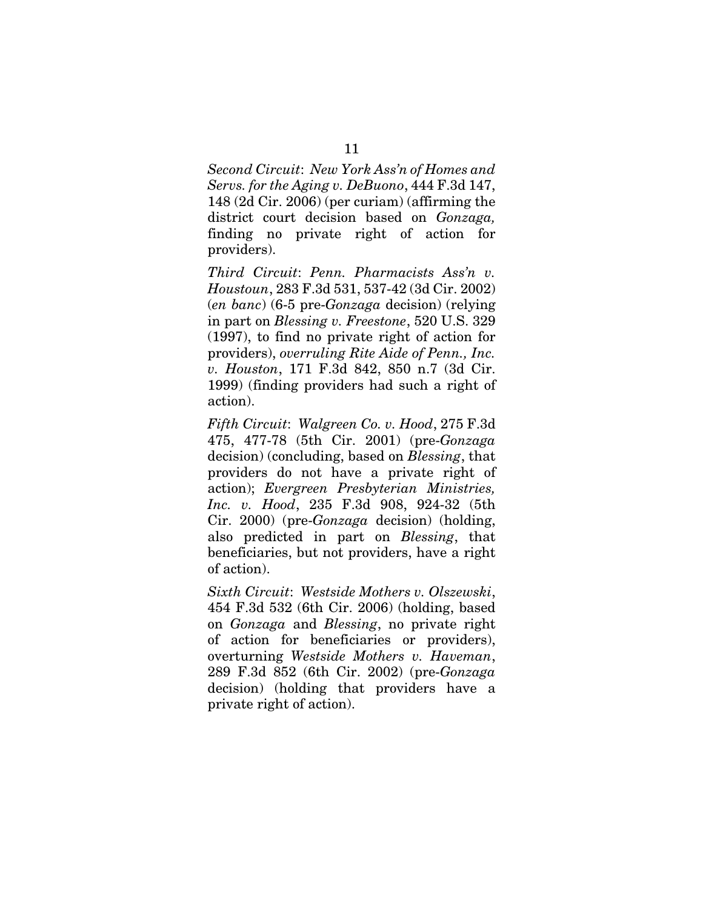*Second Circuit*: *New York Ass'n of Homes and Servs. for the Aging v. DeBuono*, 444 F.3d 147, 148 (2d Cir. 2006) (per curiam) (affirming the district court decision based on *Gonzaga,* finding no private right of action for providers).

*Third Circuit*: *Penn. Pharmacists Ass'n v. Houstoun*, 283 F.3d 531, 537-42 (3d Cir. 2002) (*en banc*) (6-5 pre-*Gonzaga* decision) (relying in part on *Blessing v. Freestone*, 520 U.S. 329 (1997), to find no private right of action for providers), *overruling Rite Aide of Penn., Inc. v. Houston*, 171 F.3d 842, 850 n.7 (3d Cir. 1999) (finding providers had such a right of action).

*Fifth Circuit*: *Walgreen Co. v. Hood*, 275 F.3d 475, 477-78 (5th Cir. 2001) (pre-*Gonzaga* decision) (concluding, based on *Blessing*, that providers do not have a private right of action); *Evergreen Presbyterian Ministries, Inc. v. Hood*, 235 F.3d 908, 924-32 (5th Cir. 2000) (pre-*Gonzaga* decision) (holding, also predicted in part on *Blessing*, that beneficiaries, but not providers, have a right of action).

*Sixth Circuit*: *Westside Mothers v. Olszewski*, 454 F.3d 532 (6th Cir. 2006) (holding, based on *Gonzaga* and *Blessing*, no private right of action for beneficiaries or providers), overturning *Westside Mothers v. Haveman*, 289 F.3d 852 (6th Cir. 2002) (pre-*Gonzaga* decision) (holding that providers have a private right of action).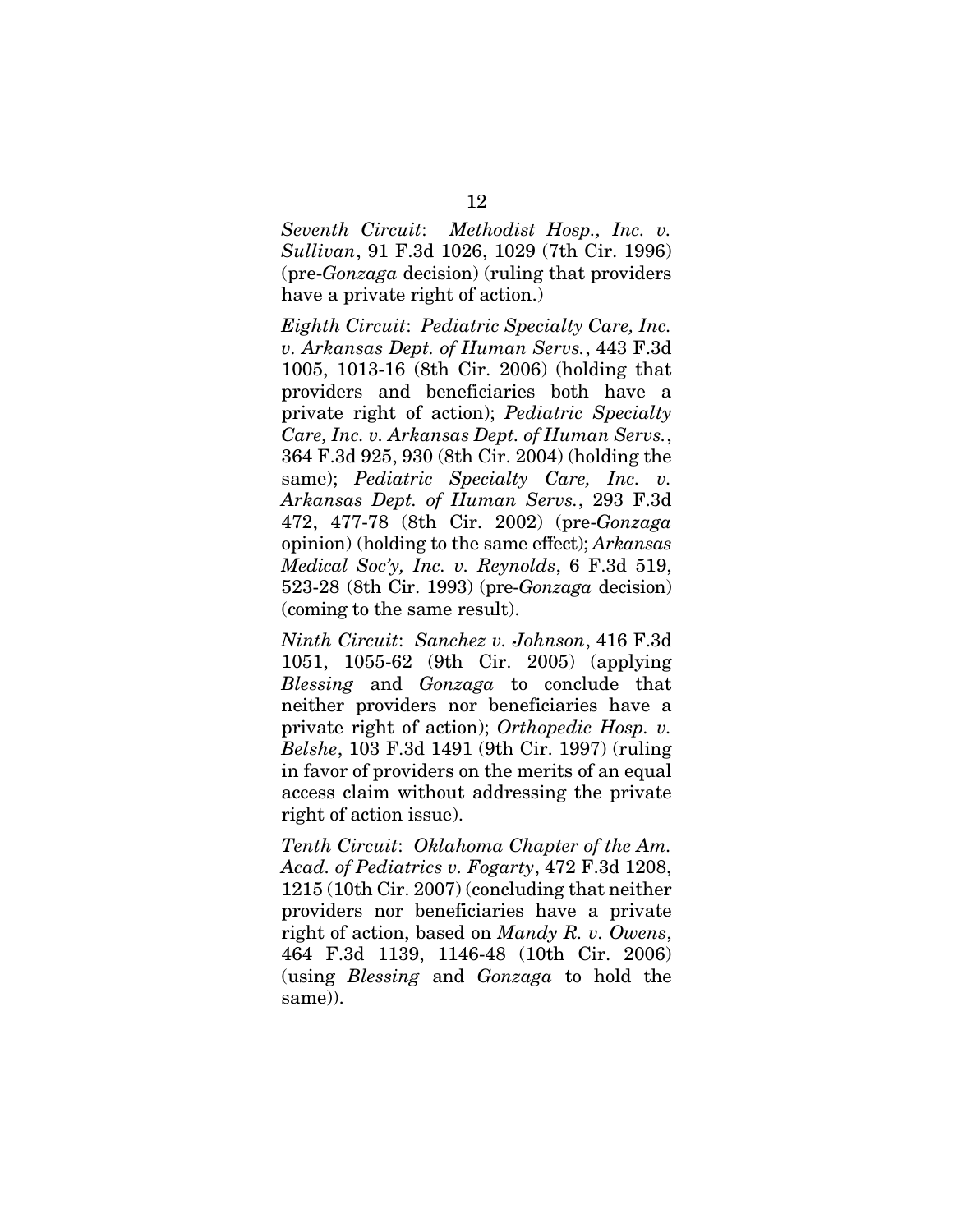*Seventh Circuit*: *Methodist Hosp., Inc. v. Sullivan*, 91 F.3d 1026, 1029 (7th Cir. 1996) (pre-*Gonzaga* decision) (ruling that providers have a private right of action.)

*Eighth Circuit*: *Pediatric Specialty Care, Inc. v. Arkansas Dept. of Human Servs.*, 443 F.3d 1005, 1013-16 (8th Cir. 2006) (holding that providers and beneficiaries both have a private right of action); *Pediatric Specialty Care, Inc. v. Arkansas Dept. of Human Servs.*, 364 F.3d 925, 930 (8th Cir. 2004) (holding the same); *Pediatric Specialty Care, Inc. v. Arkansas Dept. of Human Servs.*, 293 F.3d 472, 477-78 (8th Cir. 2002) (pre-*Gonzaga* opinion) (holding to the same effect); *Arkansas Medical Soc'y, Inc. v. Reynolds*, 6 F.3d 519, 523-28 (8th Cir. 1993) (pre-*Gonzaga* decision) (coming to the same result).

*Ninth Circuit*: *Sanchez v. Johnson*, 416 F.3d 1051, 1055-62 (9th Cir. 2005) (applying *Blessing* and *Gonzaga* to conclude that neither providers nor beneficiaries have a private right of action); *Orthopedic Hosp. v. Belshe*, 103 F.3d 1491 (9th Cir. 1997) (ruling in favor of providers on the merits of an equal access claim without addressing the private right of action issue).

*Tenth Circuit*: *Oklahoma Chapter of the Am. Acad. of Pediatrics v. Fogarty*, 472 F.3d 1208, 1215 (10th Cir. 2007) (concluding that neither providers nor beneficiaries have a private right of action, based on *Mandy R. v. Owens*, 464 F.3d 1139, 1146-48 (10th Cir. 2006) (using *Blessing* and *Gonzaga* to hold the same)).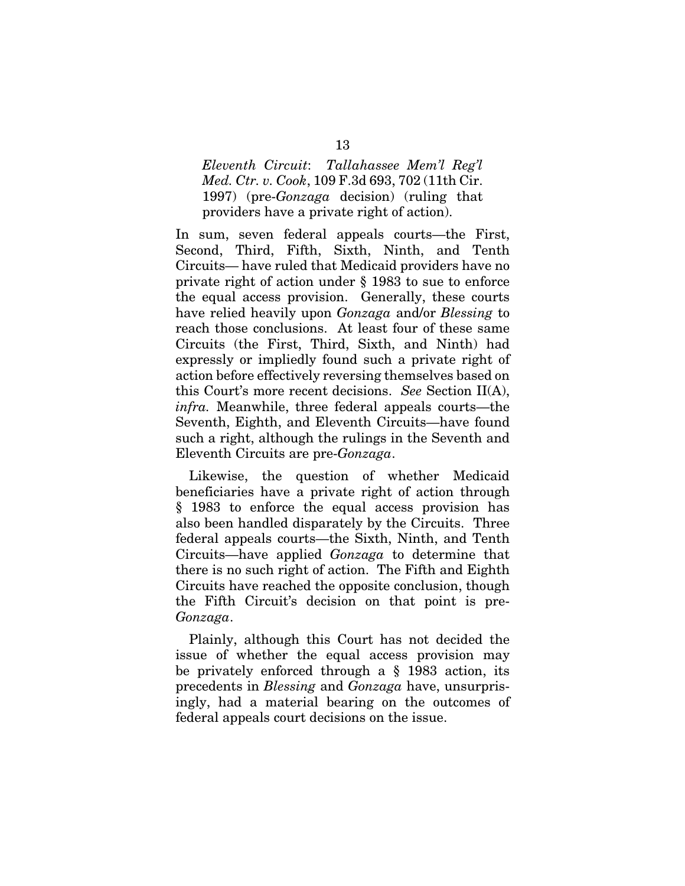*Eleventh Circuit*: *Tallahassee Mem'l Reg'l Med. Ctr. v. Cook*, 109 F.3d 693, 702 (11th Cir. 1997) (pre-*Gonzaga* decision) (ruling that providers have a private right of action).

In sum, seven federal appeals courts—the First, Second, Third, Fifth, Sixth, Ninth, and Tenth Circuits— have ruled that Medicaid providers have no private right of action under § 1983 to sue to enforce the equal access provision. Generally, these courts have relied heavily upon *Gonzaga* and/or *Blessing* to reach those conclusions. At least four of these same Circuits (the First, Third, Sixth, and Ninth) had expressly or impliedly found such a private right of action before effectively reversing themselves based on this Court's more recent decisions. *See* Section II(A), *infra.* Meanwhile, three federal appeals courts—the Seventh, Eighth, and Eleventh Circuits—have found such a right, although the rulings in the Seventh and Eleventh Circuits are pre-*Gonzaga*.

Likewise, the question of whether Medicaid beneficiaries have a private right of action through § 1983 to enforce the equal access provision has also been handled disparately by the Circuits. Three federal appeals courts—the Sixth, Ninth, and Tenth Circuits—have applied *Gonzaga* to determine that there is no such right of action. The Fifth and Eighth Circuits have reached the opposite conclusion, though the Fifth Circuit's decision on that point is pre-*Gonzaga*.

Plainly, although this Court has not decided the issue of whether the equal access provision may be privately enforced through a § 1983 action, its precedents in *Blessing* and *Gonzaga* have, unsurprisingly, had a material bearing on the outcomes of federal appeals court decisions on the issue.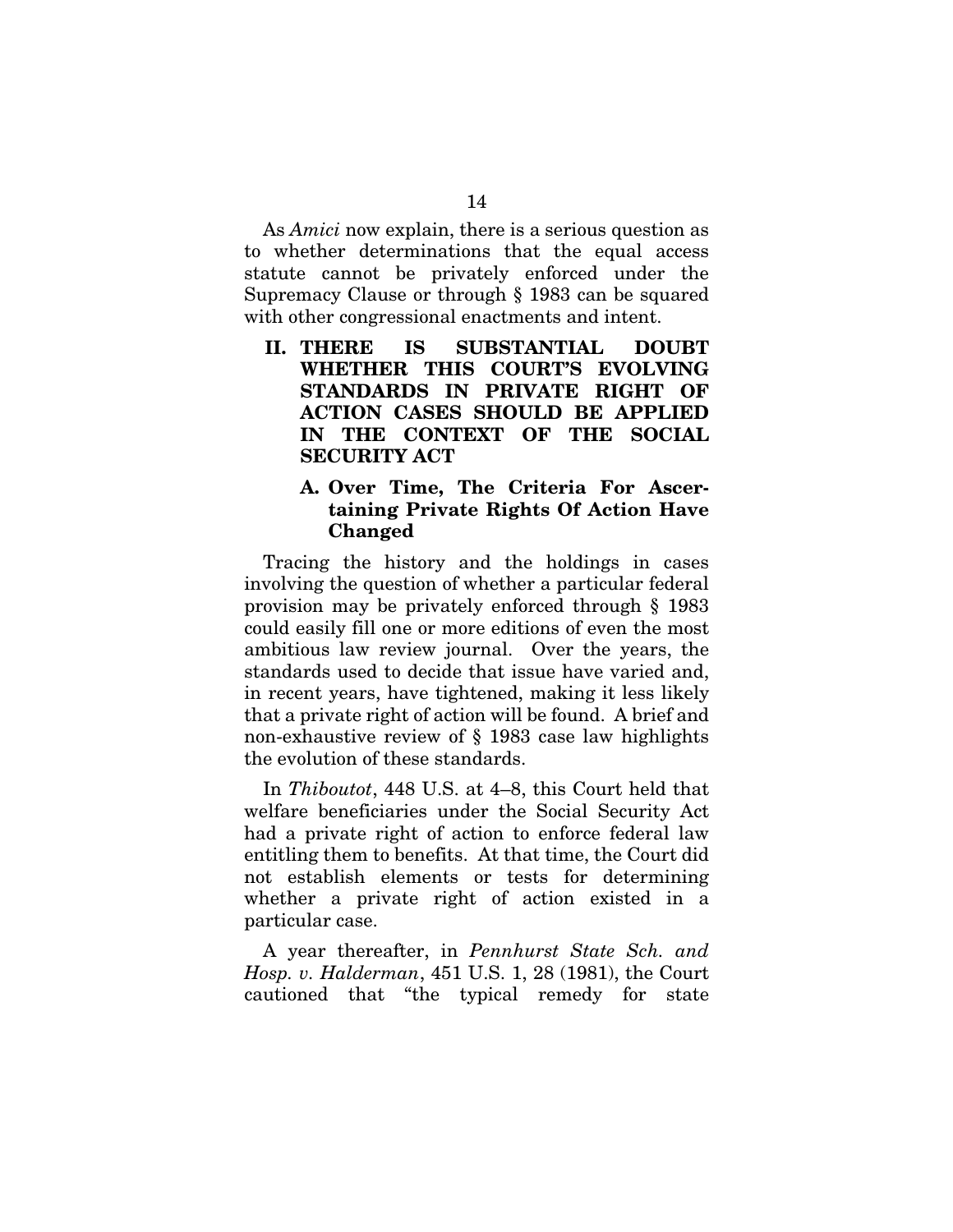As *Amici* now explain, there is a serious question as to whether determinations that the equal access statute cannot be privately enforced under the Supremacy Clause or through § 1983 can be squared with other congressional enactments and intent.

## II. THERE IS SUBSTANTIAL DOUBT WHETHER THIS COURT'S EVOLVING STANDARDS IN PRIVATE RIGHT OF ACTION CASES SHOULD BE APPLIED IN THE CONTEXT OF THE SOCIAL SECURITY ACT

### A. Over Time, The Criteria For Ascertaining Private Rights Of Action Have Changed

Tracing the history and the holdings in cases involving the question of whether a particular federal provision may be privately enforced through § 1983 could easily fill one or more editions of even the most ambitious law review journal. Over the years, the standards used to decide that issue have varied and, in recent years, have tightened, making it less likely that a private right of action will be found. A brief and non-exhaustive review of § 1983 case law highlights the evolution of these standards.

In *Thiboutot*, 448 U.S. at 4–8, this Court held that welfare beneficiaries under the Social Security Act had a private right of action to enforce federal law entitling them to benefits. At that time, the Court did not establish elements or tests for determining whether a private right of action existed in a particular case.

A year thereafter, in *Pennhurst State Sch. and Hosp. v. Halderman*, 451 U.S. 1, 28 (1981), the Court cautioned that "the typical remedy for state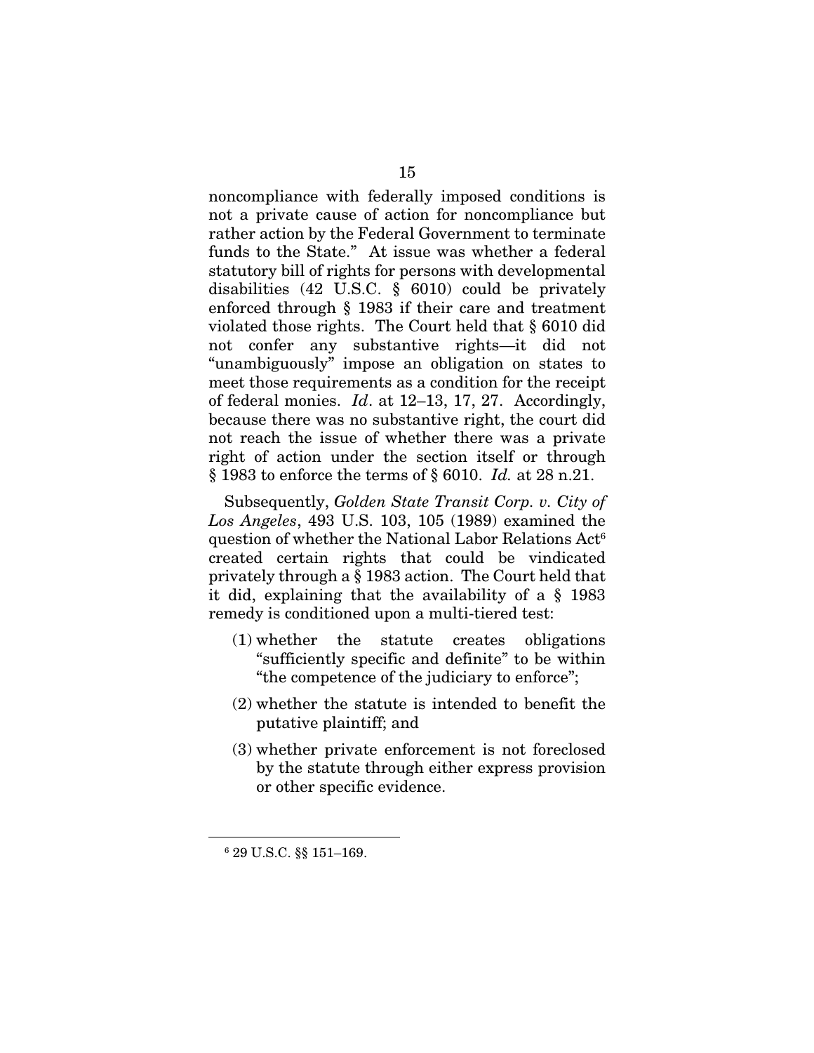noncompliance with federally imposed conditions is not a private cause of action for noncompliance but rather action by the Federal Government to terminate funds to the State." At issue was whether a federal statutory bill of rights for persons with developmental disabilities (42 U.S.C. § 6010) could be privately enforced through § 1983 if their care and treatment violated those rights. The Court held that § 6010 did not confer any substantive rights—it did not "unambiguously" impose an obligation on states to meet those requirements as a condition for the receipt of federal monies. *Id*. at 12–13, 17, 27. Accordingly, because there was no substantive right, the court did not reach the issue of whether there was a private right of action under the section itself or through § 1983 to enforce the terms of § 6010. *Id.* at 28 n.21.

Subsequently, *Golden State Transit Corp. v. City of Los Angeles*, 493 U.S. 103, 105 (1989) examined the question of whether the National Labor Relations Act[6] created certain rights that could be vindicated privately through a § 1983 action. The Court held that it did, explaining that the availability of a § 1983 remedy is conditioned upon a multi-tiered test:

(1) whether the statute creates obligations "sufficiently specific and definite" to be within "the competence of the judiciary to enforce";

(2) whether the statute is intended to benefit the putative plaintiff; and

(3) whether private enforcement is not foreclosed by the statute through either express provision or other specific evidence.

---

[6] 29 U.S.C. §§ 151–169.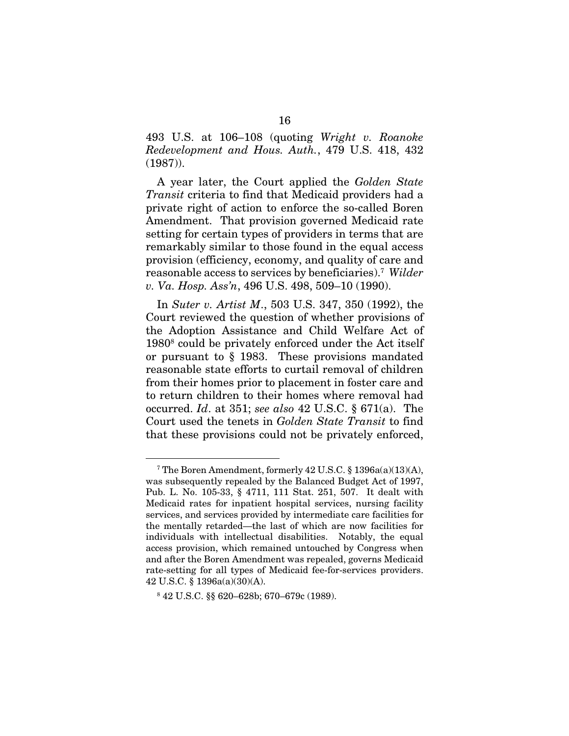493 U.S. at 106–108 (quoting *Wright v. Roanoke Redevelopment and Hous. Auth.*, 479 U.S. 418, 432 (1987)).

A year later, the Court applied the *Golden State Transit* criteria to find that Medicaid providers had a private right of action to enforce the so-called Boren Amendment. That provision governed Medicaid rate setting for certain types of providers in terms that are remarkably similar to those found in the equal access provision (efficiency, economy, and quality of care and reasonable access to services by beneficiaries).[7] *Wilder v. Va. Hosp. Ass'n*, 496 U.S. 498, 509–10 (1990).

In *Suter v. Artist M.*, 503 U.S. 347, 350 (1992), the Court reviewed the question of whether provisions of the Adoption Assistance and Child Welfare Act of 1980[8] could be privately enforced under the Act itself or pursuant to § 1983. These provisions mandated reasonable state efforts to curtail removal of children from their homes prior to placement in foster care and to return children to their homes where removal had occurred. *Id.* at 351; *see also* 42 U.S.C. § 671(a). The Court used the tenets in *Golden State Transit* to find that these provisions could not be privately enforced,

---

[7] The Boren Amendment, formerly 42 U.S.C. § 1396a(a)(13)(A), was subsequently repealed by the Balanced Budget Act of 1997, Pub. L. No. 105-33, § 4711, 111 Stat. 251, 507. It dealt with Medicaid rates for inpatient hospital services, nursing facility services, and services provided by intermediate care facilities for the mentally retarded—the last of which are now facilities for individuals with intellectual disabilities. Notably, the equal access provision, which remained untouched by Congress when and after the Boren Amendment was repealed, governs Medicaid rate-setting for all types of Medicaid fee-for-services providers. 42 U.S.C. § 1396a(a)(30)(A).

[8] 42 U.S.C. §§ 620–628b; 670–679c (1989).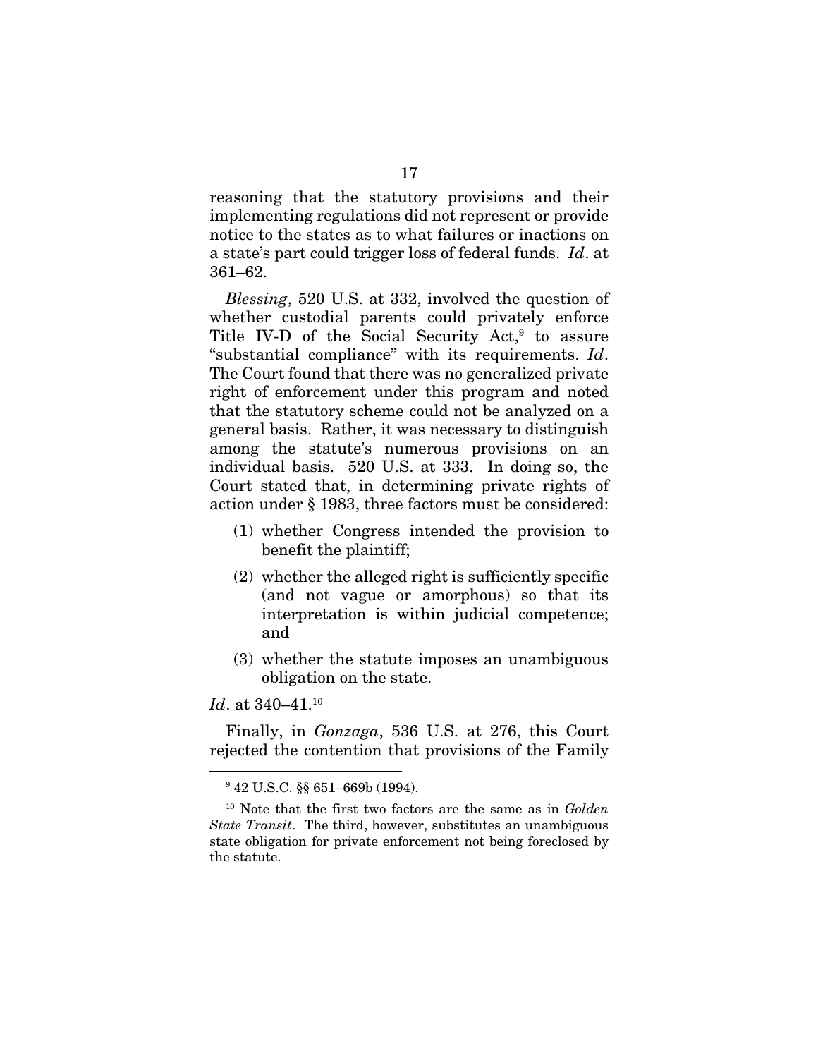reasoning that the statutory provisions and their implementing regulations did not represent or provide notice to the states as to what failures or inactions on a state's part could trigger loss of federal funds. *Id*. at 361–62.

*Blessing*, 520 U.S. at 332, involved the question of whether custodial parents could privately enforce Title IV-D of the Social Security Act,[9] to assure "substantial compliance" with its requirements. *Id*. The Court found that there was no generalized private right of enforcement under this program and noted that the statutory scheme could not be analyzed on a general basis. Rather, it was necessary to distinguish among the statute's numerous provisions on an individual basis. 520 U.S. at 333. In doing so, the Court stated that, in determining private rights of action under § 1983, three factors must be considered:

(1) whether Congress intended the provision to benefit the plaintiff;

(2) whether the alleged right is sufficiently specific (and not vague or amorphous) so that its interpretation is within judicial competence; and

(3) whether the statute imposes an unambiguous obligation on the state.

*Id*. at 340–41.[10]

Finally, in *Gonzaga*, 536 U.S. at 276, this Court rejected the contention that provisions of the Family

---

[9] 42 U.S.C. §§ 651–669b (1994).

[10] Note that the first two factors are the same as in *Golden State Transit*. The third, however, substitutes an unambiguous state obligation for private enforcement not being foreclosed by the statute.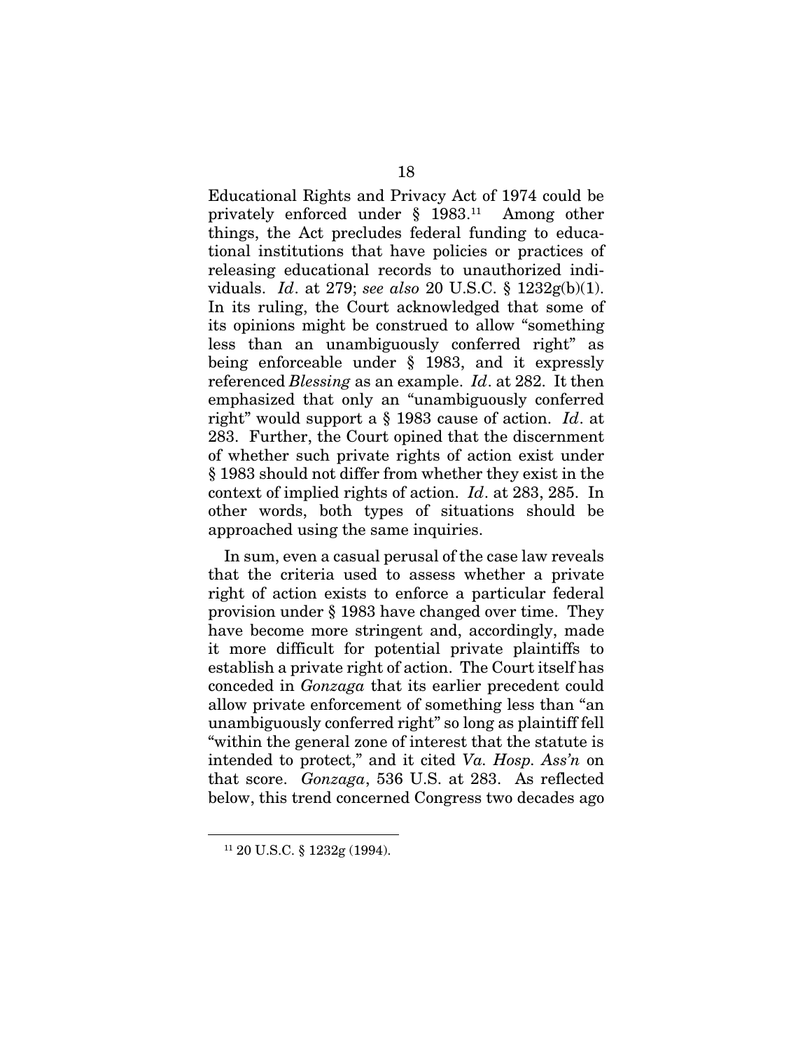Educational Rights and Privacy Act of 1974 could be privately enforced under § 1983.[11] Among other things, the Act precludes federal funding to educational institutions that have policies or practices of releasing educational records to unauthorized individuals. *Id*. at 279; *see also* 20 U.S.C. § 1232g(b)(1). In its ruling, the Court acknowledged that some of its opinions might be construed to allow "something less than an unambiguously conferred right" as being enforceable under § 1983, and it expressly referenced *Blessing* as an example. *Id*. at 282. It then emphasized that only an "unambiguously conferred right" would support a § 1983 cause of action. *Id*. at 283. Further, the Court opined that the discernment of whether such private rights of action exist under § 1983 should not differ from whether they exist in the context of implied rights of action. *Id*. at 283, 285. In other words, both types of situations should be approached using the same inquiries.

In sum, even a casual perusal of the case law reveals that the criteria used to assess whether a private right of action exists to enforce a particular federal provision under § 1983 have changed over time. They have become more stringent and, accordingly, made it more difficult for potential private plaintiffs to establish a private right of action. The Court itself has conceded in *Gonzaga* that its earlier precedent could allow private enforcement of something less than "an unambiguously conferred right" so long as plaintiff fell "within the general zone of interest that the statute is intended to protect," and it cited *Va. Hosp. Ass'n* on that score. *Gonzaga*, 536 U.S. at 283. As reflected below, this trend concerned Congress two decades ago

[11] 20 U.S.C. § 1232g (1994).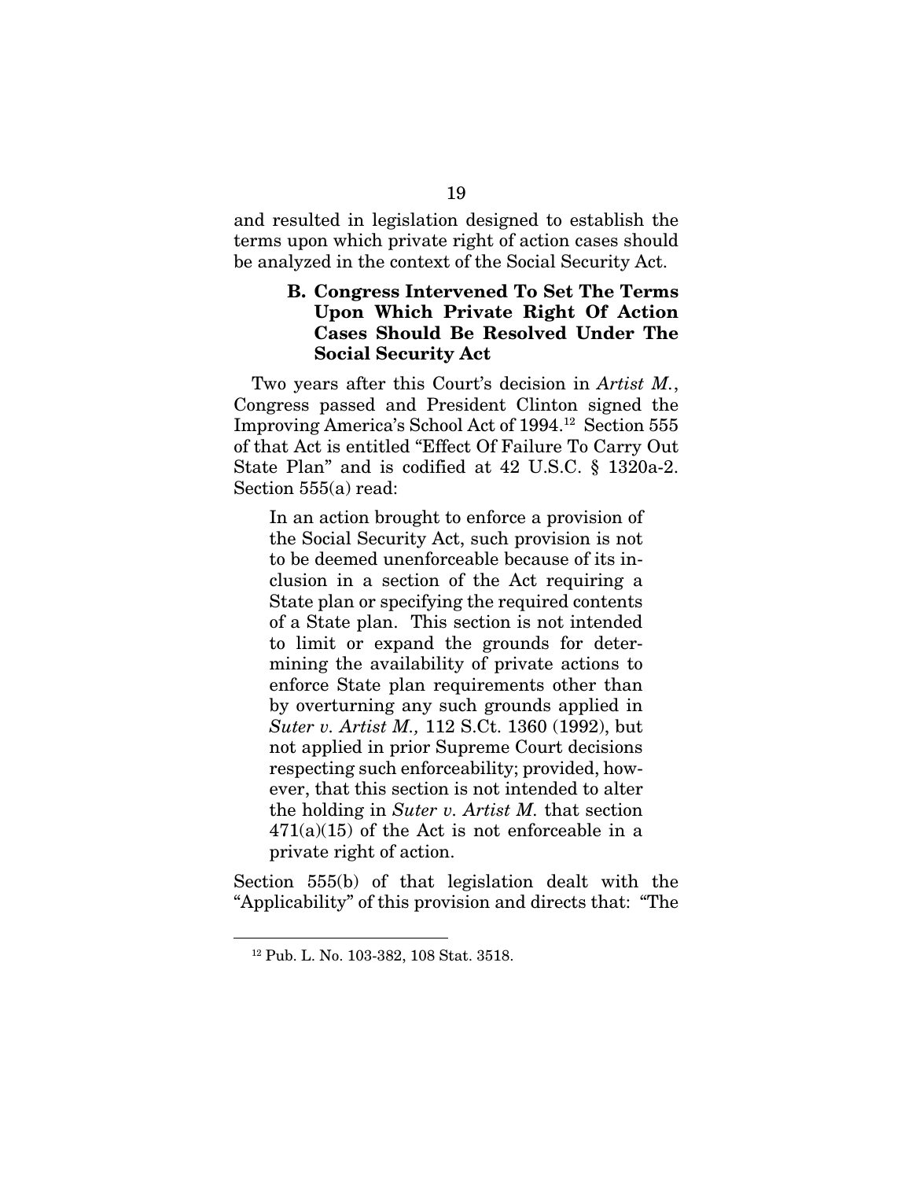and resulted in legislation designed to establish the terms upon which private right of action cases should be analyzed in the context of the Social Security Act.

### B. Congress Intervened To Set The Terms Upon Which Private Right Of Action Cases Should Be Resolved Under The Social Security Act

Two years after this Court's decision in *Artist M.*, Congress passed and President Clinton signed the Improving America's School Act of 1994.[12] Section 555 of that Act is entitled "Effect Of Failure To Carry Out State Plan" and is codified at 42 U.S.C. § 1320a-2. Section 555(a) read:

> In an action brought to enforce a provision of the Social Security Act, such provision is not to be deemed unenforceable because of its inclusion in a section of the Act requiring a State plan or specifying the required contents of a State plan. This section is not intended to limit or expand the grounds for determining the availability of private actions to enforce State plan requirements other than by overturning any such grounds applied in *Suter v. Artist M.,* 112 S.Ct. 1360 (1992), but not applied in prior Supreme Court decisions respecting such enforceability; provided, however, that this section is not intended to alter the holding in *Suter v. Artist M.* that section 471(a)(15) of the Act is not enforceable in a private right of action.

Section 555(b) of that legislation dealt with the "Applicability" of this provision and directs that: "The

---

[12] Pub. L. No. 103-382, 108 Stat. 3518.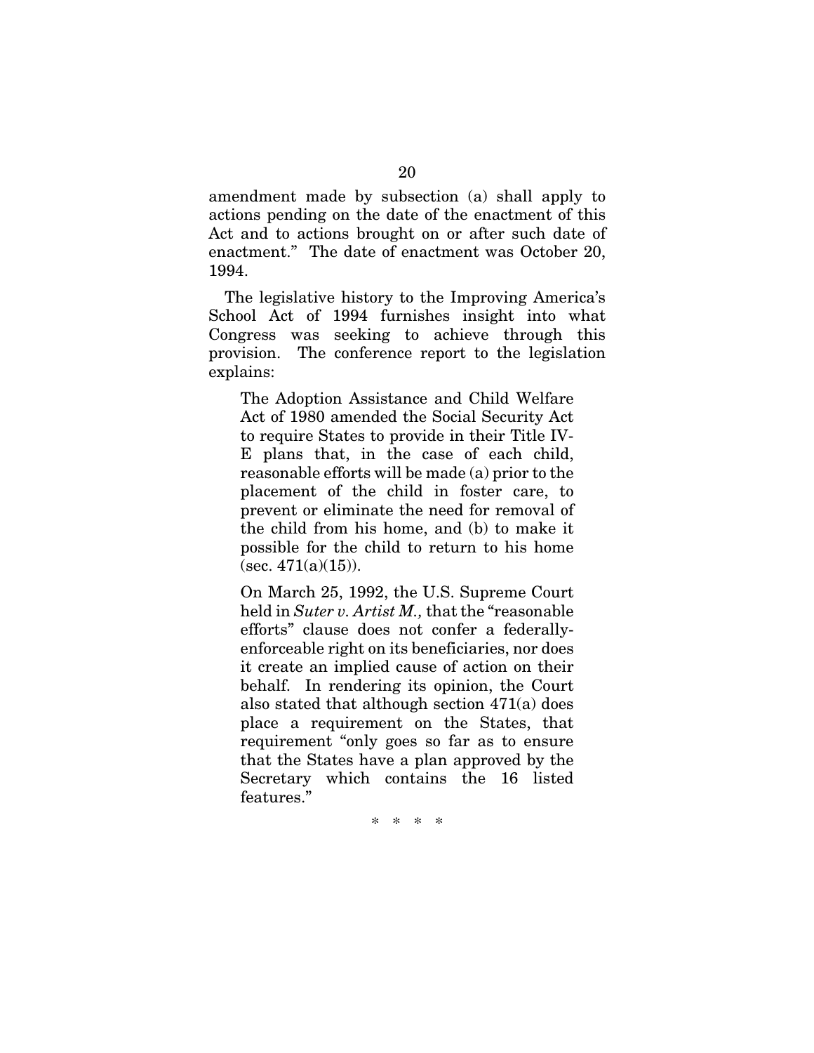amendment made by subsection (a) shall apply to actions pending on the date of the enactment of this Act and to actions brought on or after such date of enactment." The date of enactment was October 20, 1994.

The legislative history to the Improving America's School Act of 1994 furnishes insight into what Congress was seeking to achieve through this provision. The conference report to the legislation explains:

> The Adoption Assistance and Child Welfare Act of 1980 amended the Social Security Act to require States to provide in their Title IV-E plans that, in the case of each child, reasonable efforts will be made (a) prior to the placement of the child in foster care, to prevent or eliminate the need for removal of the child from his home, and (b) to make it possible for the child to return to his home (sec. 471(a)(15)).
>
> On March 25, 1992, the U.S. Supreme Court held in *Suter v. Artist M.,* that the "reasonable efforts" clause does not confer a federally-enforceable right on its beneficiaries, nor does it create an implied cause of action on their behalf. In rendering its opinion, the Court also stated that although section 471(a) does place a requirement on the States, that requirement "only goes so far as to ensure that the States have a plan approved by the Secretary which contains the 16 listed features."

\* \* \* \*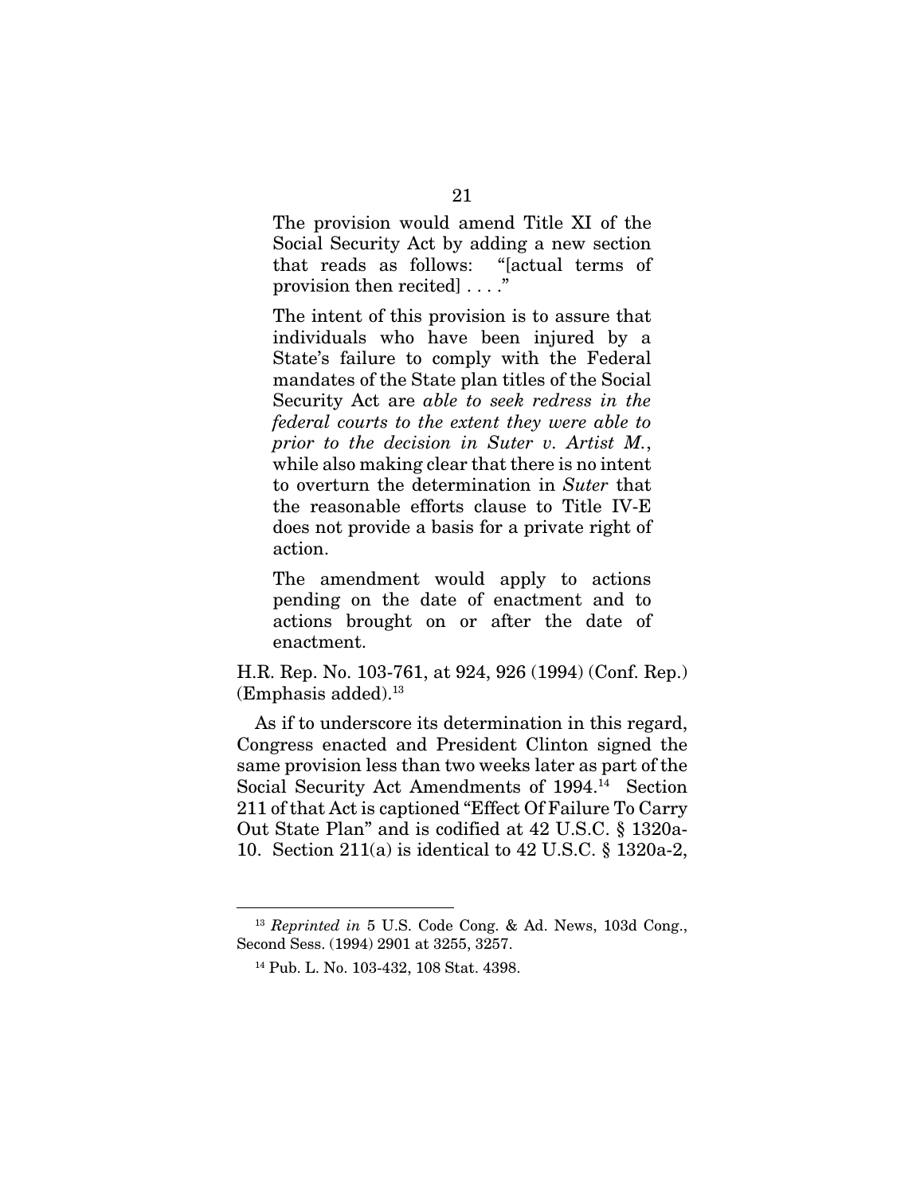> The provision would amend Title XI of the Social Security Act by adding a new section that reads as follows: "[actual terms of provision then recited] . . . ."
>
> The intent of this provision is to assure that individuals who have been injured by a State's failure to comply with the Federal mandates of the State plan titles of the Social Security Act are *able to seek redress in the federal courts to the extent they were able to prior to the decision in Suter v. Artist M.*, while also making clear that there is no intent to overturn the determination in *Suter* that the reasonable efforts clause to Title IV-E does not provide a basis for a private right of action.
>
> The amendment would apply to actions pending on the date of enactment and to actions brought on or after the date of enactment.

H.R. Rep. No. 103-761, at 924, 926 (1994) (Conf. Rep.) (Emphasis added).[13]

As if to underscore its determination in this regard, Congress enacted and President Clinton signed the same provision less than two weeks later as part of the Social Security Act Amendments of 1994.[14] Section 211 of that Act is captioned "Effect Of Failure To Carry Out State Plan" and is codified at 42 U.S.C. § 1320a-10. Section 211(a) is identical to 42 U.S.C. § 1320a-2,

---

[13] *Reprinted in* 5 U.S. Code Cong. & Ad. News, 103d Cong., Second Sess. (1994) 2901 at 3255, 3257.

[14] Pub. L. No. 103-432, 108 Stat. 4398.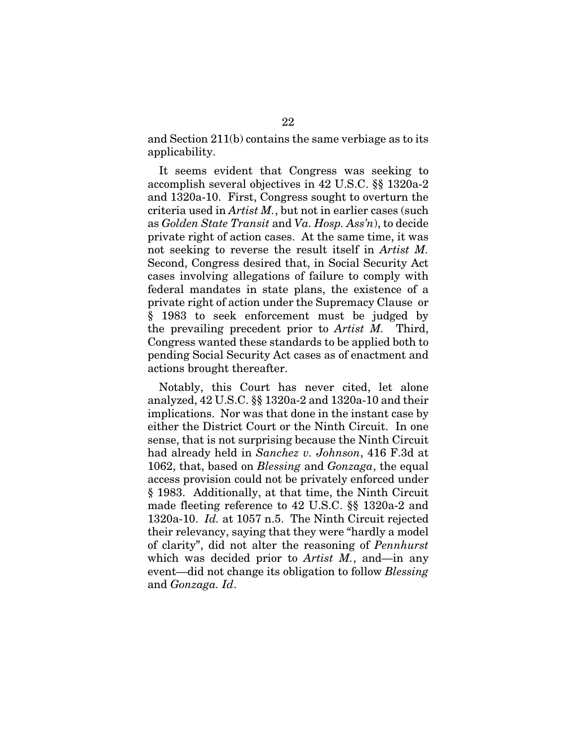and Section 211(b) contains the same verbiage as to its applicability.

It seems evident that Congress was seeking to accomplish several objectives in 42 U.S.C. §§ 1320a-2 and 1320a-10. First, Congress sought to overturn the criteria used in *Artist M.*, but not in earlier cases (such as *Golden State Transit* and *Va. Hosp. Ass'n*), to decide private right of action cases. At the same time, it was not seeking to reverse the result itself in *Artist M.* Second, Congress desired that, in Social Security Act cases involving allegations of failure to comply with federal mandates in state plans, the existence of a private right of action under the Supremacy Clause or § 1983 to seek enforcement must be judged by the prevailing precedent prior to *Artist M.* Third, Congress wanted these standards to be applied both to pending Social Security Act cases as of enactment and actions brought thereafter.

Notably, this Court has never cited, let alone analyzed, 42 U.S.C. §§ 1320a-2 and 1320a-10 and their implications. Nor was that done in the instant case by either the District Court or the Ninth Circuit. In one sense, that is not surprising because the Ninth Circuit had already held in *Sanchez v. Johnson*, 416 F.3d at 1062, that, based on *Blessing* and *Gonzaga*, the equal access provision could not be privately enforced under § 1983. Additionally, at that time, the Ninth Circuit made fleeting reference to 42 U.S.C. §§ 1320a-2 and 1320a-10. *Id.* at 1057 n.5. The Ninth Circuit rejected their relevancy, saying that they were "hardly a model of clarity", did not alter the reasoning of *Pennhurst* which was decided prior to *Artist M.*, and—in any event—did not change its obligation to follow *Blessing* and *Gonzaga*. *Id*.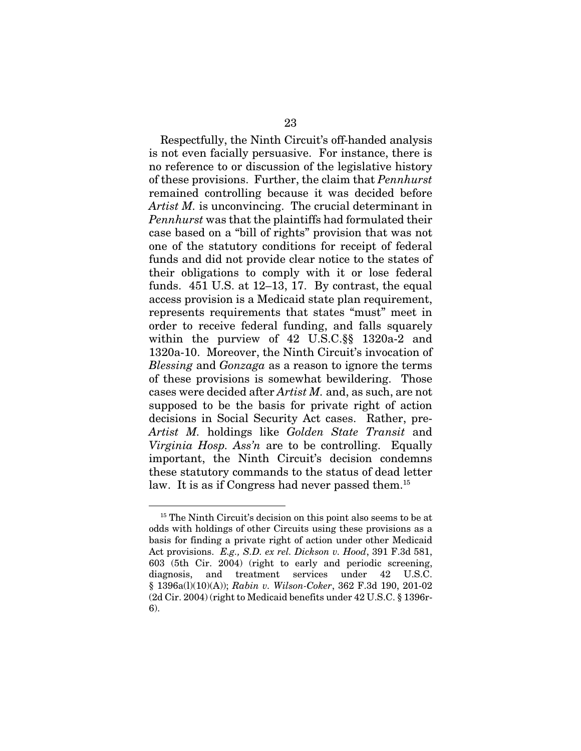Respectfully, the Ninth Circuit's off-handed analysis is not even facially persuasive. For instance, there is no reference to or discussion of the legislative history of these provisions. Further, the claim that *Pennhurst* remained controlling because it was decided before *Artist M.* is unconvincing. The crucial determinant in *Pennhurst* was that the plaintiffs had formulated their case based on a "bill of rights" provision that was not one of the statutory conditions for receipt of federal funds and did not provide clear notice to the states of their obligations to comply with it or lose federal funds. 451 U.S. at 12–13, 17. By contrast, the equal access provision is a Medicaid state plan requirement, represents requirements that states "must" meet in order to receive federal funding, and falls squarely within the purview of 42 U.S.C.§§ 1320a-2 and 1320a-10. Moreover, the Ninth Circuit's invocation of *Blessing* and *Gonzaga* as a reason to ignore the terms of these provisions is somewhat bewildering. Those cases were decided after *Artist M.* and, as such, are not supposed to be the basis for private right of action decisions in Social Security Act cases. Rather, pre-*Artist M.* holdings like *Golden State Transit* and *Virginia Hosp. Ass'n* are to be controlling. Equally important, the Ninth Circuit's decision condemns these statutory commands to the status of dead letter law. It is as if Congress had never passed them.[15]

---

[15] The Ninth Circuit's decision on this point also seems to be at odds with holdings of other Circuits using these provisions as a basis for finding a private right of action under other Medicaid Act provisions. *E.g., S.D. ex rel. Dickson v. Hood*, 391 F.3d 581, 603 (5th Cir. 2004) (right to early and periodic screening, diagnosis, and treatment services under 42 U.S.C. § 1396a(l)(10)(A)); *Rabin v. Wilson-Coker*, 362 F.3d 190, 201-02 (2d Cir. 2004) (right to Medicaid benefits under 42 U.S.C. § 1396r-6).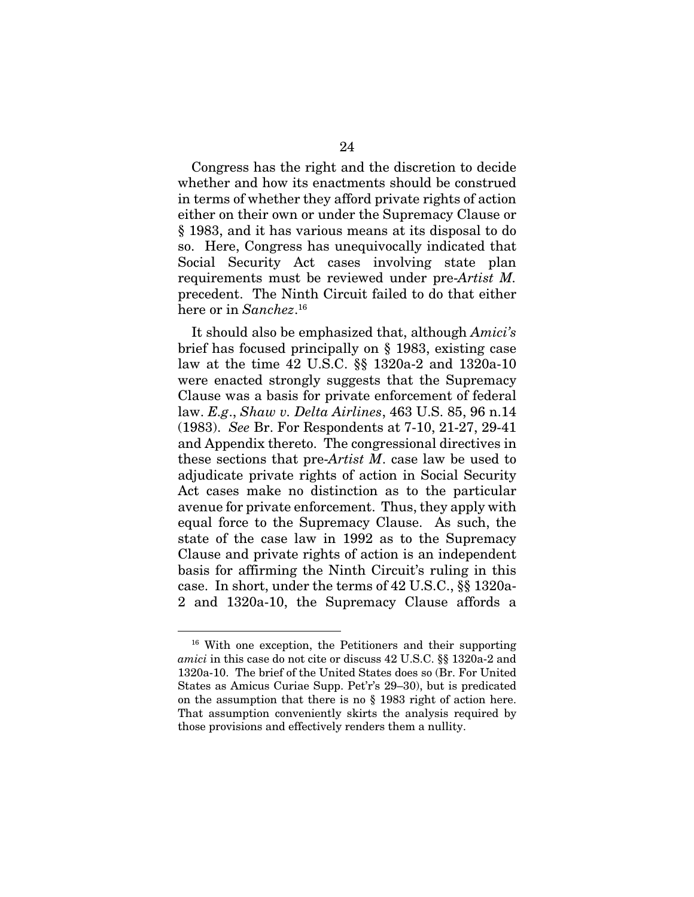Congress has the right and the discretion to decide whether and how its enactments should be construed in terms of whether they afford private rights of action either on their own or under the Supremacy Clause or § 1983, and it has various means at its disposal to do so. Here, Congress has unequivocally indicated that Social Security Act cases involving state plan requirements must be reviewed under pre-*Artist M.* precedent. The Ninth Circuit failed to do that either here or in *Sanchez*.[16]

It should also be emphasized that, although *Amici's* brief has focused principally on § 1983, existing case law at the time 42 U.S.C. §§ 1320a-2 and 1320a-10 were enacted strongly suggests that the Supremacy Clause was a basis for private enforcement of federal law. *E.g*., *Shaw v. Delta Airlines*, 463 U.S. 85, 96 n.14 (1983). *See* Br. For Respondents at 7-10, 21-27, 29-41 and Appendix thereto. The congressional directives in these sections that pre-*Artist M*. case law be used to adjudicate private rights of action in Social Security Act cases make no distinction as to the particular avenue for private enforcement. Thus, they apply with equal force to the Supremacy Clause. As such, the state of the case law in 1992 as to the Supremacy Clause and private rights of action is an independent basis for affirming the Ninth Circuit's ruling in this case. In short, under the terms of 42 U.S.C., §§ 1320a-2 and 1320a-10, the Supremacy Clause affords a

---

[16] With one exception, the Petitioners and their supporting *amici* in this case do not cite or discuss 42 U.S.C. §§ 1320a-2 and 1320a-10. The brief of the United States does so (Br. For United States as Amicus Curiae Supp. Pet'r's 29–30), but is predicated on the assumption that there is no § 1983 right of action here. That assumption conveniently skirts the analysis required by those provisions and effectively renders them a nullity.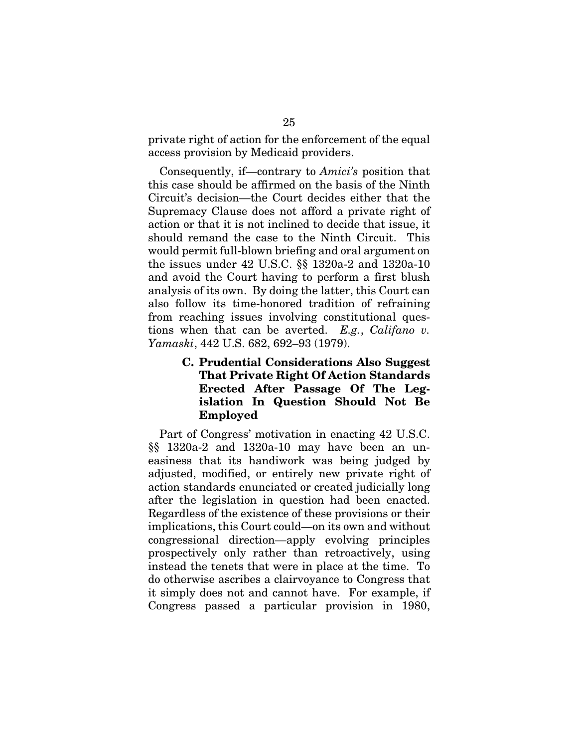private right of action for the enforcement of the equal access provision by Medicaid providers.

Consequently, if—contrary to *Amici's* position that this case should be affirmed on the basis of the Ninth Circuit's decision—the Court decides either that the Supremacy Clause does not afford a private right of action or that it is not inclined to decide that issue, it should remand the case to the Ninth Circuit. This would permit full-blown briefing and oral argument on the issues under 42 U.S.C. §§ 1320a-2 and 1320a-10 and avoid the Court having to perform a first blush analysis of its own. By doing the latter, this Court can also follow its time-honored tradition of refraining from reaching issues involving constitutional questions when that can be averted. *E.g.*, *Califano v. Yamaski*, 442 U.S. 682, 692–93 (1979).

### C. Prudential Considerations Also Suggest That Private Right Of Action Standards Erected After Passage Of The Legislation In Question Should Not Be Employed

Part of Congress' motivation in enacting 42 U.S.C. §§ 1320a-2 and 1320a-10 may have been an uneasiness that its handiwork was being judged by adjusted, modified, or entirely new private right of action standards enunciated or created judicially long after the legislation in question had been enacted. Regardless of the existence of these provisions or their implications, this Court could—on its own and without congressional direction—apply evolving principles prospectively only rather than retroactively, using instead the tenets that were in place at the time. To do otherwise ascribes a clairvoyance to Congress that it simply does not and cannot have. For example, if Congress passed a particular provision in 1980,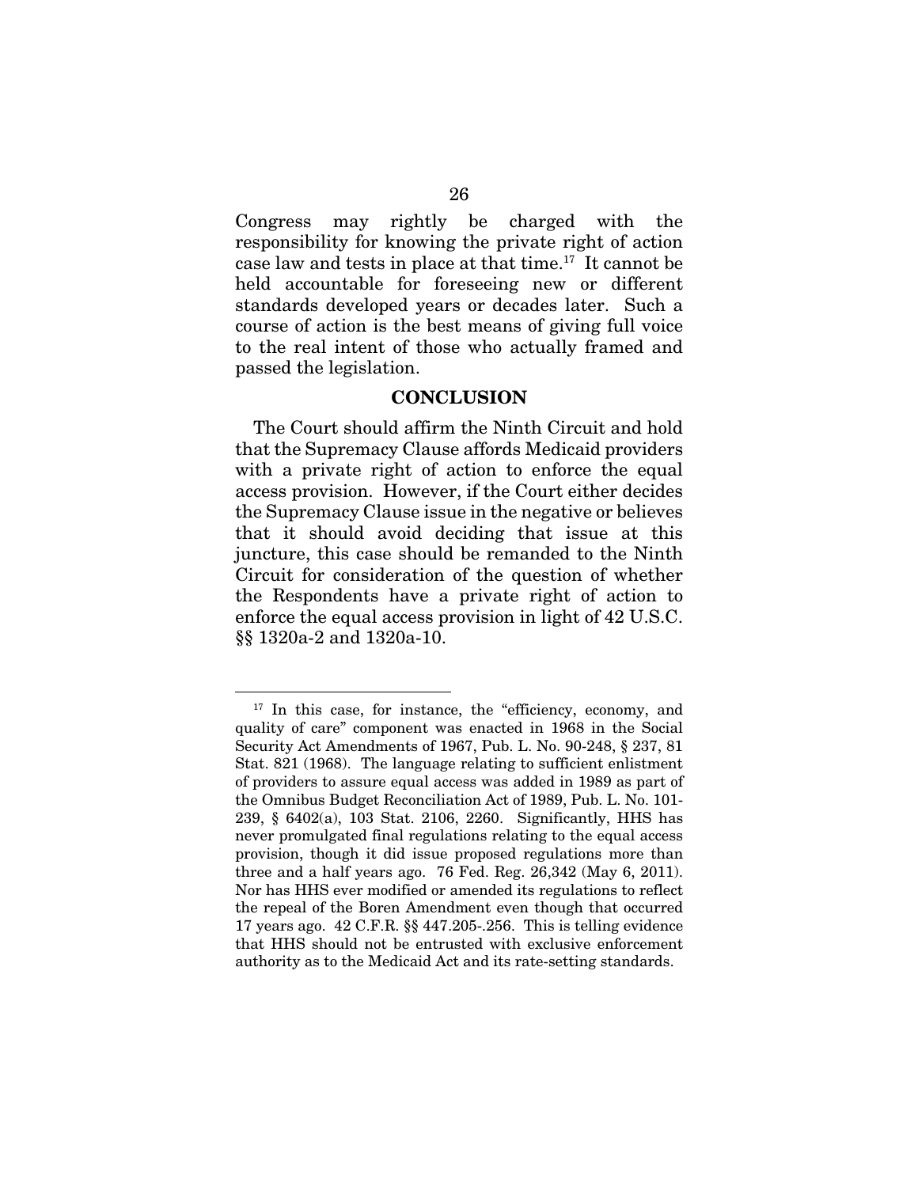Congress may rightly be charged with the responsibility for knowing the private right of action case law and tests in place at that time.[17] It cannot be held accountable for foreseeing new or different standards developed years or decades later. Such a course of action is the best means of giving full voice to the real intent of those who actually framed and passed the legislation.

## CONCLUSION

The Court should affirm the Ninth Circuit and hold that the Supremacy Clause affords Medicaid providers with a private right of action to enforce the equal access provision. However, if the Court either decides the Supremacy Clause issue in the negative or believes that it should avoid deciding that issue at this juncture, this case should be remanded to the Ninth Circuit for consideration of the question of whether the Respondents have a private right of action to enforce the equal access provision in light of 42 U.S.C. §§ 1320a-2 and 1320a-10.

---

[17] In this case, for instance, the "efficiency, economy, and quality of care" component was enacted in 1968 in the Social Security Act Amendments of 1967, Pub. L. No. 90-248, § 237, 81 Stat. 821 (1968). The language relating to sufficient enlistment of providers to assure equal access was added in 1989 as part of the Omnibus Budget Reconciliation Act of 1989, Pub. L. No. 101-239, § 6402(a), 103 Stat. 2106, 2260. Significantly, HHS has never promulgated final regulations relating to the equal access provision, though it did issue proposed regulations more than three and a half years ago. 76 Fed. Reg. 26,342 (May 6, 2011). Nor has HHS ever modified or amended its regulations to reflect the repeal of the Boren Amendment even though that occurred 17 years ago. 42 C.F.R. §§ 447.205-.256. This is telling evidence that HHS should not be entrusted with exclusive enforcement authority as to the Medicaid Act and its rate-setting standards.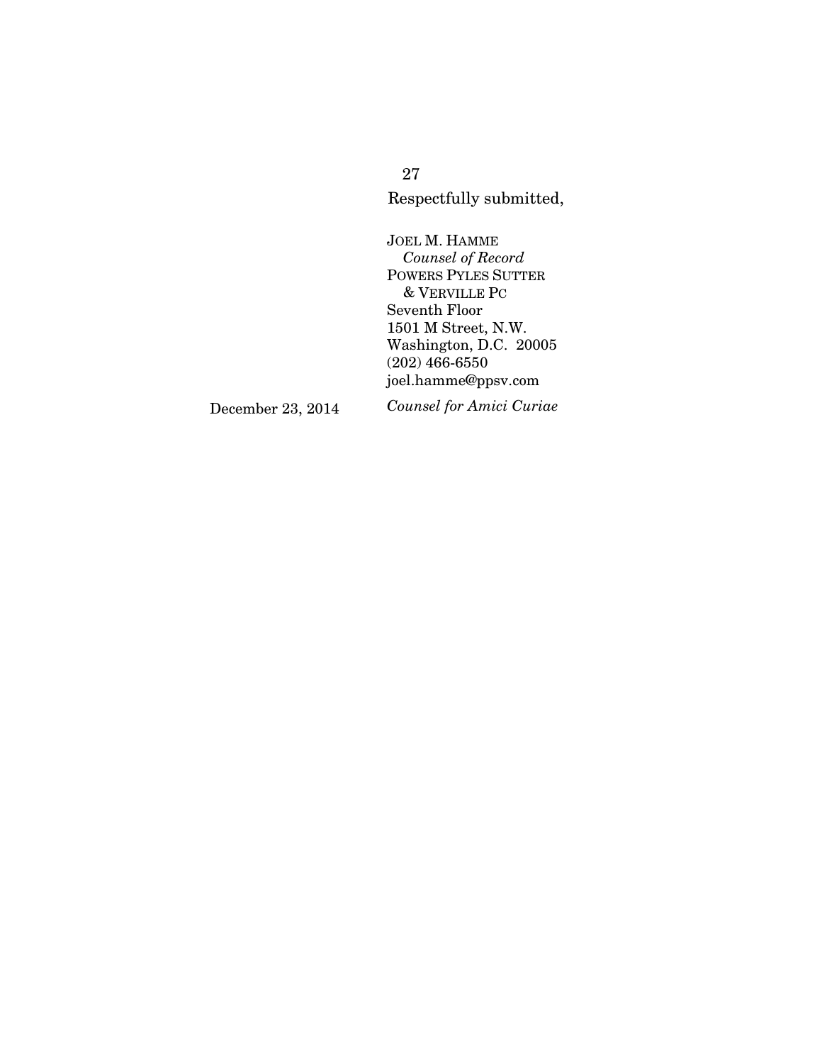Respectfully submitted,

JOEL M. HAMME
*Counsel of Record*
POWERS PYLES SUTTER
& VERVILLE PC
Seventh Floor
1501 M Street, N.W.
Washington, D.C. 20005
(202) 466-6550
joel.hamme@ppsv.com

December 23, 2014

*Counsel for Amici Curiae*